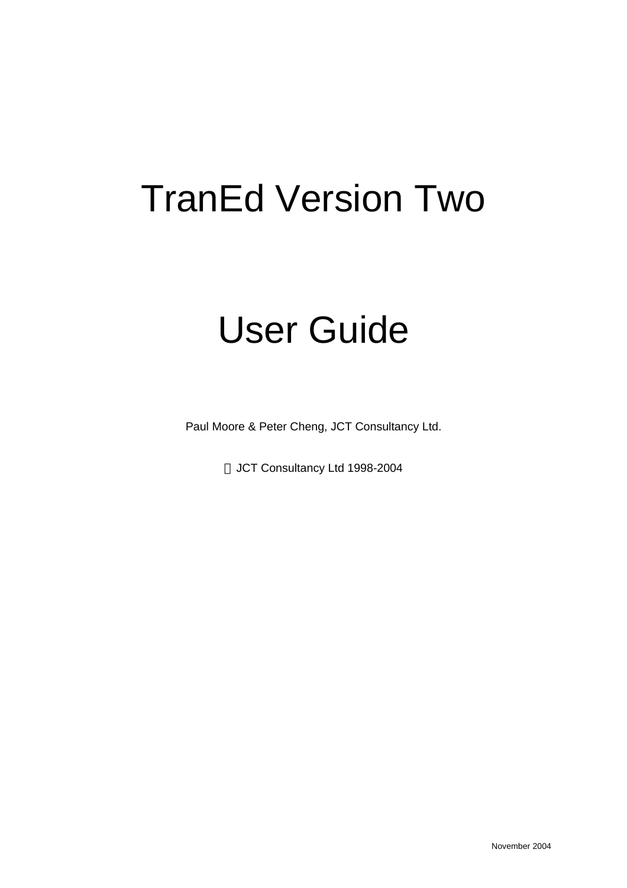# TranEd Version Two

# User Guide

Paul Moore & Peter Cheng, JCT Consultancy Ltd.

© JCT Consultancy Ltd 1998-2004

November 2004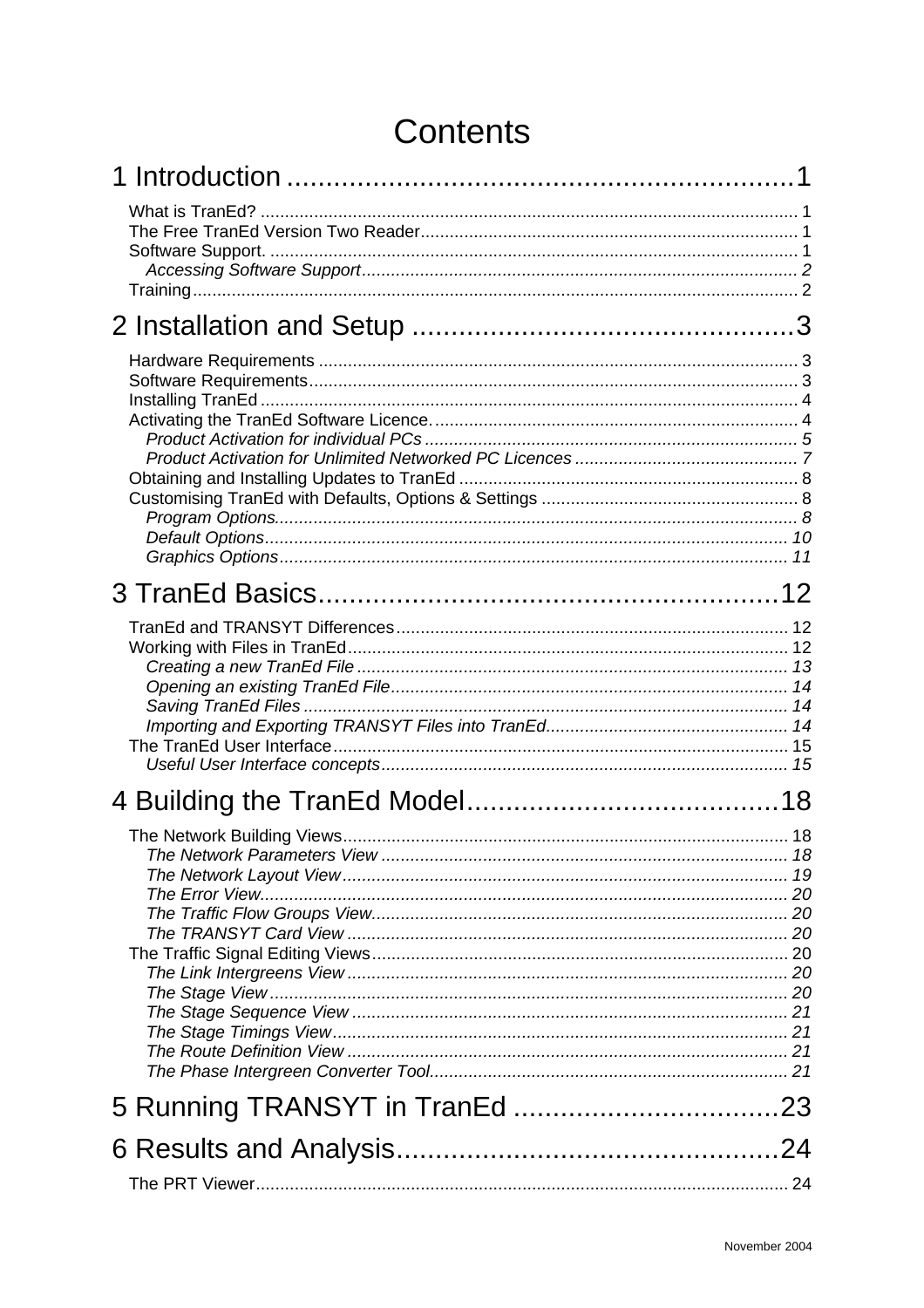# Contents

## 1 Introduction ..................................................................1

What is TranEd? ..................................................................... 1
The Free TranEd Version Two Reader..................................................... 1
Software Support. ..................................................................... 1
*Accessing Software Support ..................................................................... 2*
Training..................................................................... 2

## 2 Installation and Setup ..................................................................3

Hardware Requirements ..................................................................... 3
Software Requirements..................................................................... 3
Installing TranEd ..................................................................... 4
Activating the TranEd Software Licence. ..................................................................... 4
*Product Activation for individual PCs ..................................................................... 5*
*Product Activation for Unlimited Networked PC Licences ..................................................................... 7*
Obtaining and Installing Updates to TranEd ..................................................................... 8
Customising TranEd with Defaults, Options & Settings ..................................................................... 8
*Program Options..................................................................... 8*
*Default Options..................................................................... 10*
*Graphics Options..................................................................... 11*

## 3 TranEd Basics..................................................................12

TranEd and TRANSYT Differences..................................................................... 12
Working with Files in TranEd..................................................................... 12
*Creating a new TranEd File ..................................................................... 13*
*Opening an existing TranEd File..................................................................... 14*
*Saving TranEd Files ..................................................................... 14*
*Importing and Exporting TRANSYT Files into TranEd..................................................................... 14*
The TranEd User Interface..................................................................... 15
*Useful User Interface concepts..................................................................... 15*

## 4 Building the TranEd Model..................................................................18

The Network Building Views..................................................................... 18
*The Network Parameters View ..................................................................... 18*
*The Network Layout View..................................................................... 19*
*The Error View..................................................................... 20*
*The Traffic Flow Groups View..................................................................... 20*
*The TRANSYT Card View ..................................................................... 20*
The Traffic Signal Editing Views..................................................................... 20
*The Link Intergreens View ..................................................................... 20*
*The Stage View ..................................................................... 20*
*The Stage Sequence View ..................................................................... 21*
*The Stage Timings View..................................................................... 21*
*The Route Definition View ..................................................................... 21*
*The Phase Intergreen Converter Tool..................................................................... 21*

## 5 Running TRANSYT in TranEd ..................................................................23

## 6 Results and Analysis..................................................................24

The PRT Viewer..................................................................... 24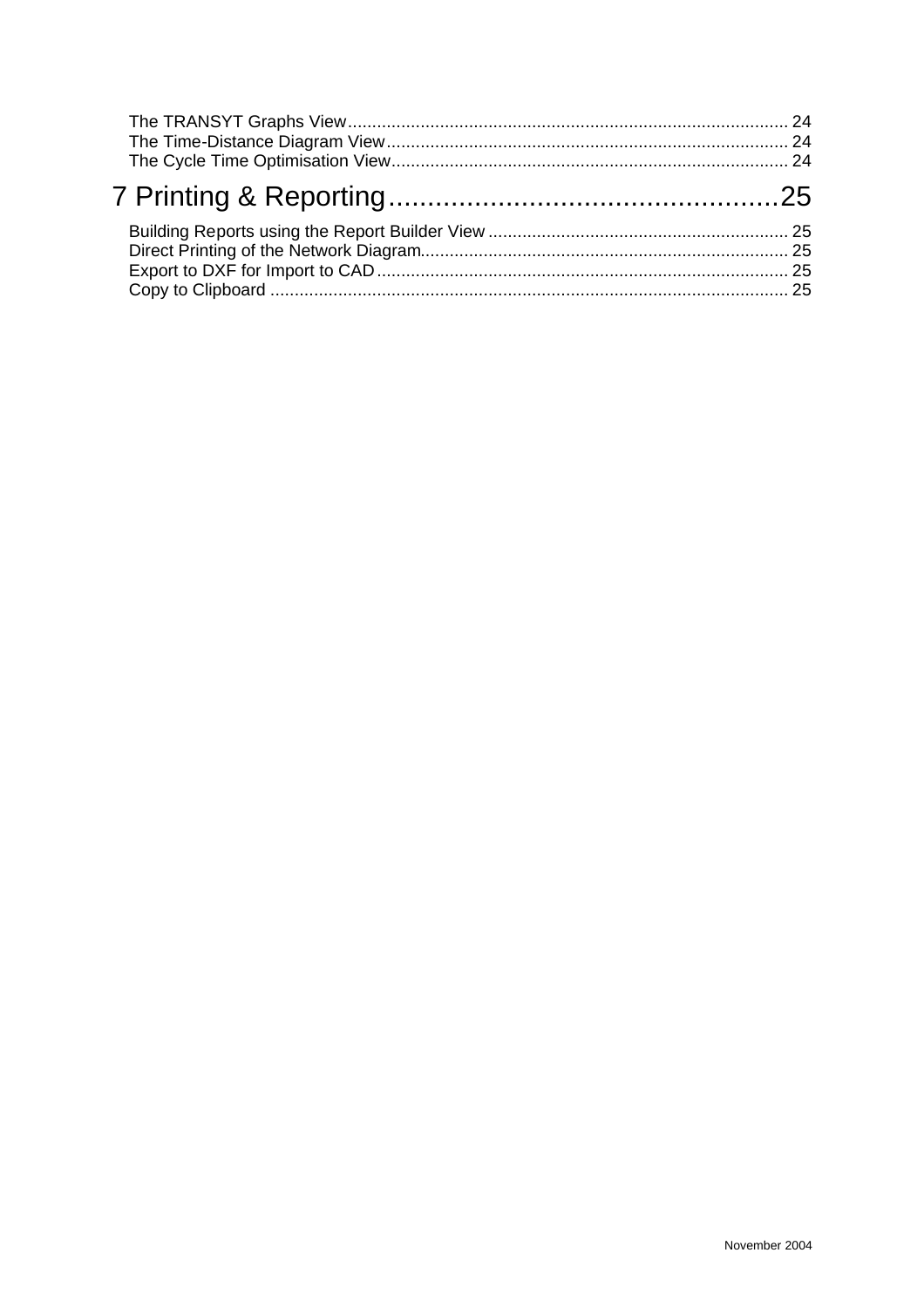The TRANSYT Graphs View .......................................................................................... 24
The Time-Distance Diagram View .................................................................................. 24
The Cycle Time Optimisation View ................................................................................. 24

# 7 Printing & Reporting ..................................................25

Building Reports using the Report Builder View ............................................................. 25
Direct Printing of the Network Diagram ........................................................................... 25
Export to DXF for Import to CAD .................................................................................... 25
Copy to Clipboard .......................................................................................................... 25

November 2004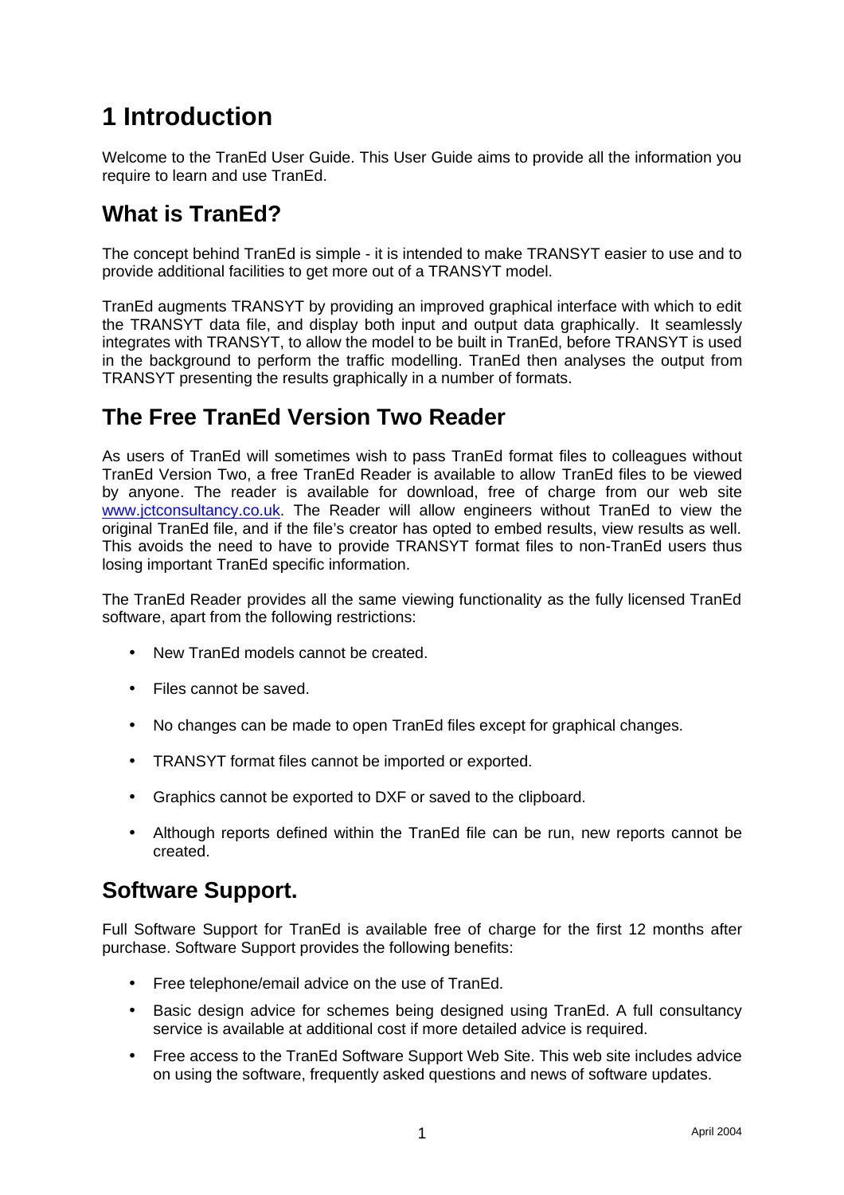# 1 Introduction

Welcome to the TranEd User Guide. This User Guide aims to provide all the information you require to learn and use TranEd.

## What is TranEd?

The concept behind TranEd is simple - it is intended to make TRANSYT easier to use and to provide additional facilities to get more out of a TRANSYT model.

TranEd augments TRANSYT by providing an improved graphical interface with which to edit the TRANSYT data file, and display both input and output data graphically. It seamlessly integrates with TRANSYT, to allow the model to be built in TranEd, before TRANSYT is used in the background to perform the traffic modelling. TranEd then analyses the output from TRANSYT presenting the results graphically in a number of formats.

## The Free TranEd Version Two Reader

As users of TranEd will sometimes wish to pass TranEd format files to colleagues without TranEd Version Two, a free TranEd Reader is available to allow TranEd files to be viewed by anyone. The reader is available for download, free of charge from our web site [www.jctconsultancy.co.uk](http://www.jctconsultancy.co.uk). The Reader will allow engineers without TranEd to view the original TranEd file, and if the file's creator has opted to embed results, view results as well. This avoids the need to have to provide TRANSYT format files to non-TranEd users thus losing important TranEd specific information.

The TranEd Reader provides all the same viewing functionality as the fully licensed TranEd software, apart from the following restrictions:

- New TranEd models cannot be created.
- Files cannot be saved.
- No changes can be made to open TranEd files except for graphical changes.
- TRANSYT format files cannot be imported or exported.
- Graphics cannot be exported to DXF or saved to the clipboard.
- Although reports defined within the TranEd file can be run, new reports cannot be created.

## Software Support.

Full Software Support for TranEd is available free of charge for the first 12 months after purchase. Software Support provides the following benefits:

- Free telephone/email advice on the use of TranEd.
- Basic design advice for schemes being designed using TranEd. A full consultancy service is available at additional cost if more detailed advice is required.
- Free access to the TranEd Software Support Web Site. This web site includes advice on using the software, frequently asked questions and news of software updates.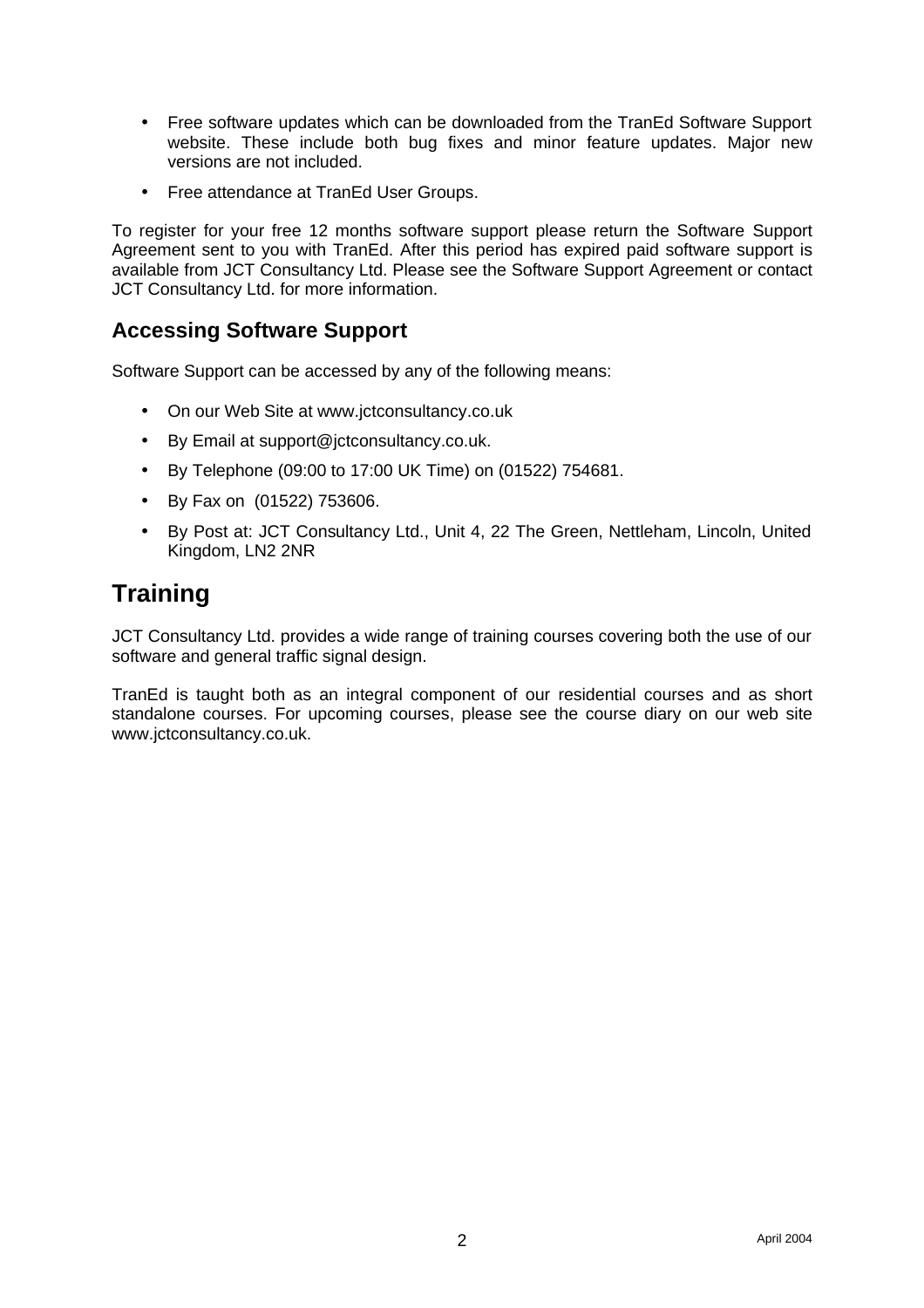- Free software updates which can be downloaded from the TranEd Software Support website. These include both bug fixes and minor feature updates. Major new versions are not included.
- Free attendance at TranEd User Groups.

To register for your free 12 months software support please return the Software Support Agreement sent to you with TranEd. After this period has expired paid software support is available from JCT Consultancy Ltd. Please see the Software Support Agreement or contact JCT Consultancy Ltd. for more information.

### Accessing Software Support

Software Support can be accessed by any of the following means:

- On our Web Site at www.jctconsultancy.co.uk
- By Email at support@jctconsultancy.co.uk.
- By Telephone (09:00 to 17:00 UK Time) on (01522) 754681.
- By Fax on (01522) 753606.
- By Post at: JCT Consultancy Ltd., Unit 4, 22 The Green, Nettleham, Lincoln, United Kingdom, LN2 2NR

## Training

JCT Consultancy Ltd. provides a wide range of training courses covering both the use of our software and general traffic signal design.

TranEd is taught both as an integral component of our residential courses and as short standalone courses. For upcoming courses, please see the course diary on our web site www.jctconsultancy.co.uk.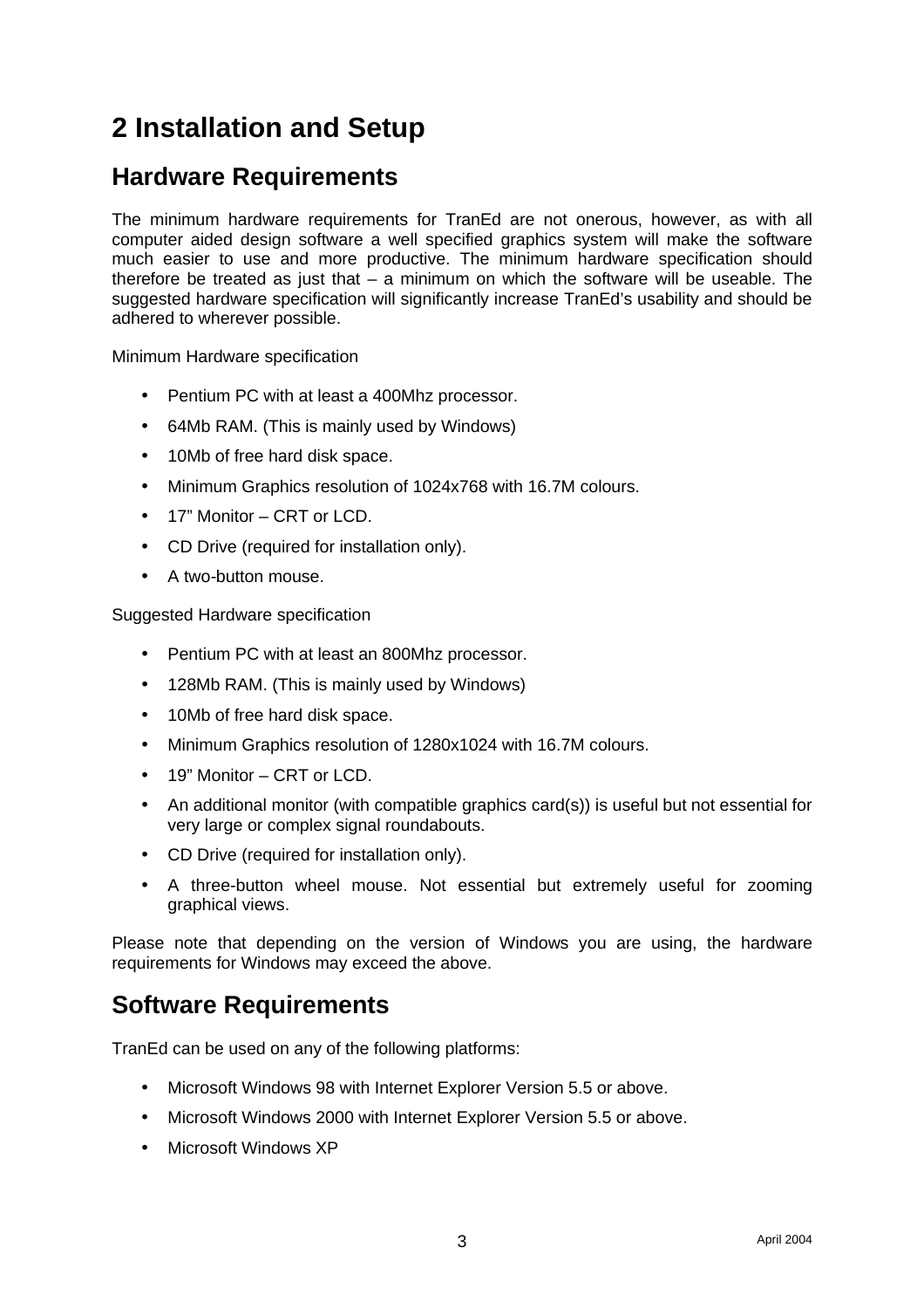# 2 Installation and Setup

## Hardware Requirements

The minimum hardware requirements for TranEd are not onerous, however, as with all computer aided design software a well specified graphics system will make the software much easier to use and more productive. The minimum hardware specification should therefore be treated as just that – a minimum on which the software will be useable. The suggested hardware specification will significantly increase TranEd's usability and should be adhered to wherever possible.

Minimum Hardware specification

- Pentium PC with at least a 400Mhz processor.
- 64Mb RAM. (This is mainly used by Windows)
- 10Mb of free hard disk space.
- Minimum Graphics resolution of 1024x768 with 16.7M colours.
- 17" Monitor – CRT or LCD.
- CD Drive (required for installation only).
- A two-button mouse.

Suggested Hardware specification

- Pentium PC with at least an 800Mhz processor.
- 128Mb RAM. (This is mainly used by Windows)
- 10Mb of free hard disk space.
- Minimum Graphics resolution of 1280x1024 with 16.7M colours.
- 19" Monitor – CRT or LCD.
- An additional monitor (with compatible graphics card(s)) is useful but not essential for very large or complex signal roundabouts.
- CD Drive (required for installation only).
- A three-button wheel mouse. Not essential but extremely useful for zooming graphical views.

Please note that depending on the version of Windows you are using, the hardware requirements for Windows may exceed the above.

## Software Requirements

TranEd can be used on any of the following platforms:

- Microsoft Windows 98 with Internet Explorer Version 5.5 or above.
- Microsoft Windows 2000 with Internet Explorer Version 5.5 or above.
- Microsoft Windows XP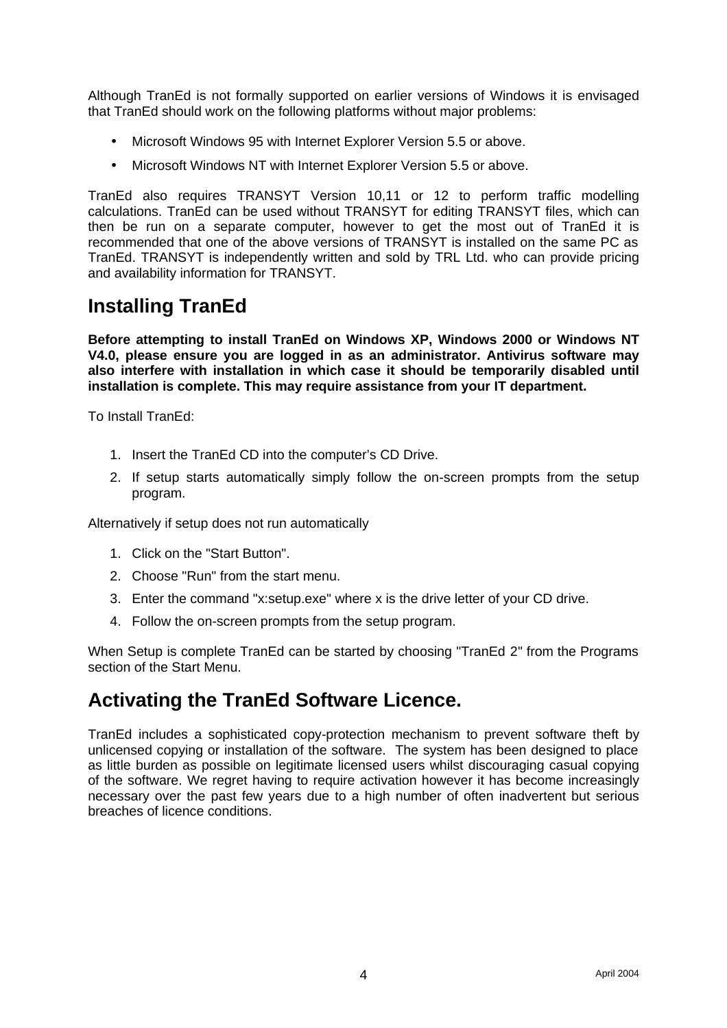Although TranEd is not formally supported on earlier versions of Windows it is envisaged that TranEd should work on the following platforms without major problems:

- Microsoft Windows 95 with Internet Explorer Version 5.5 or above.
- Microsoft Windows NT with Internet Explorer Version 5.5 or above.

TranEd also requires TRANSYT Version 10,11 or 12 to perform traffic modelling calculations. TranEd can be used without TRANSYT for editing TRANSYT files, which can then be run on a separate computer, however to get the most out of TranEd it is recommended that one of the above versions of TRANSYT is installed on the same PC as TranEd. TRANSYT is independently written and sold by TRL Ltd. who can provide pricing and availability information for TRANSYT.

## Installing TranEd

**Before attempting to install TranEd on Windows XP, Windows 2000 or Windows NT V4.0, please ensure you are logged in as an administrator. Antivirus software may also interfere with installation in which case it should be temporarily disabled until installation is complete. This may require assistance from your IT department.**

To Install TranEd:

1. Insert the TranEd CD into the computer's CD Drive.
2. If setup starts automatically simply follow the on-screen prompts from the setup program.

Alternatively if setup does not run automatically

1. Click on the "Start Button".
2. Choose "Run" from the start menu.
3. Enter the command "x:setup.exe" where x is the drive letter of your CD drive.
4. Follow the on-screen prompts from the setup program.

When Setup is complete TranEd can be started by choosing "TranEd 2" from the Programs section of the Start Menu.

## Activating the TranEd Software Licence.

TranEd includes a sophisticated copy-protection mechanism to prevent software theft by unlicensed copying or installation of the software. The system has been designed to place as little burden as possible on legitimate licensed users whilst discouraging casual copying of the software. We regret having to require activation however it has become increasingly necessary over the past few years due to a high number of often inadvertent but serious breaches of licence conditions.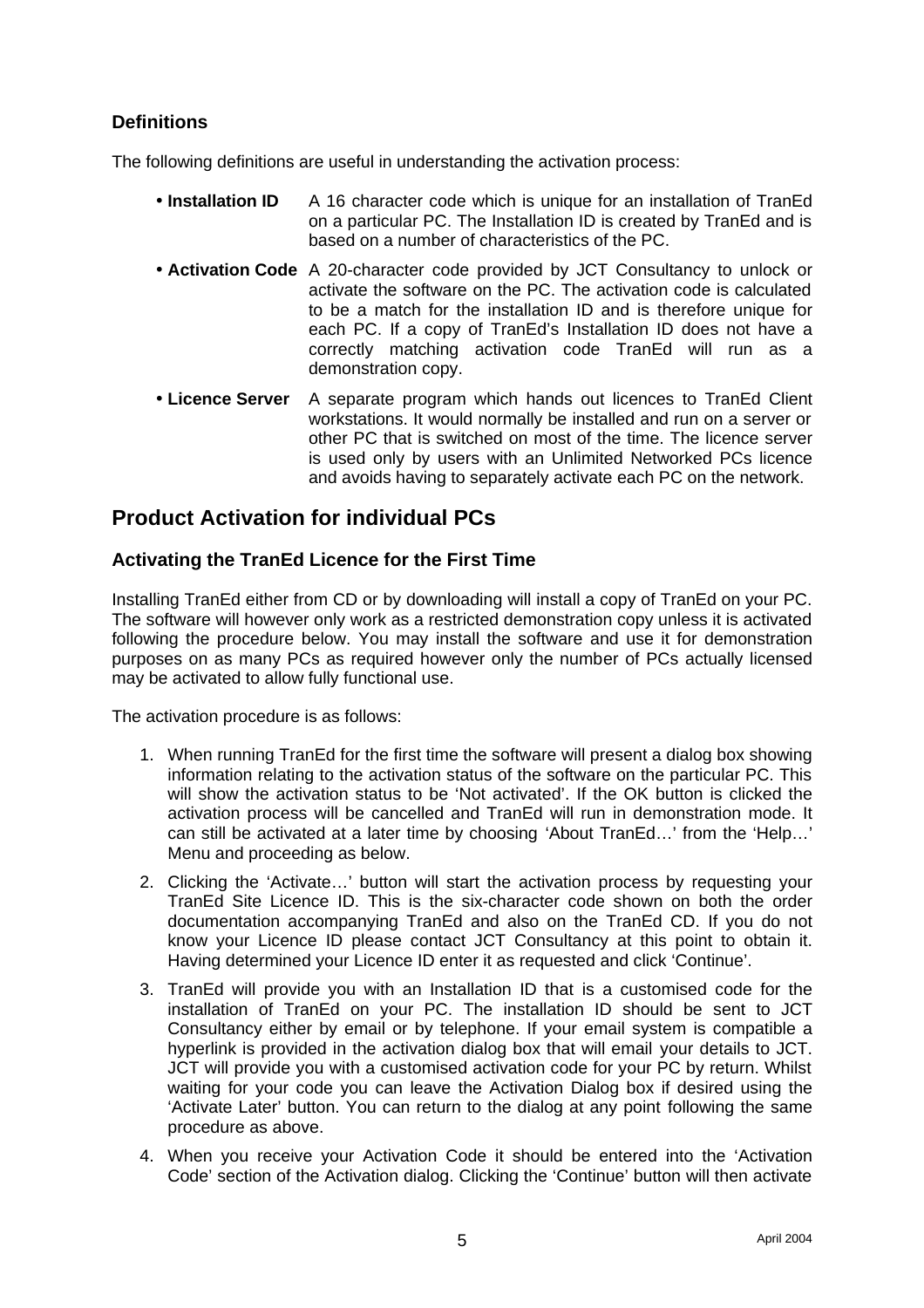### Definitions

The following definitions are useful in understanding the activation process:

- **Installation ID** A 16 character code which is unique for an installation of TranEd on a particular PC. The Installation ID is created by TranEd and is based on a number of characteristics of the PC.
- **Activation Code** A 20-character code provided by JCT Consultancy to unlock or activate the software on the PC. The activation code is calculated to be a match for the installation ID and is therefore unique for each PC. If a copy of TranEd's Installation ID does not have a correctly matching activation code TranEd will run as a demonstration copy.
- **Licence Server** A separate program which hands out licences to TranEd Client workstations. It would normally be installed and run on a server or other PC that is switched on most of the time. The licence server is used only by users with an Unlimited Networked PCs licence and avoids having to separately activate each PC on the network.

## Product Activation for individual PCs

### Activating the TranEd Licence for the First Time

Installing TranEd either from CD or by downloading will install a copy of TranEd on your PC. The software will however only work as a restricted demonstration copy unless it is activated following the procedure below. You may install the software and use it for demonstration purposes on as many PCs as required however only the number of PCs actually licensed may be activated to allow fully functional use.

The activation procedure is as follows:

1. When running TranEd for the first time the software will present a dialog box showing information relating to the activation status of the software on the particular PC. This will show the activation status to be 'Not activated'. If the OK button is clicked the activation process will be cancelled and TranEd will run in demonstration mode. It can still be activated at a later time by choosing 'About TranEd…' from the 'Help…' Menu and proceeding as below.
2. Clicking the 'Activate…' button will start the activation process by requesting your TranEd Site Licence ID. This is the six-character code shown on both the order documentation accompanying TranEd and also on the TranEd CD. If you do not know your Licence ID please contact JCT Consultancy at this point to obtain it. Having determined your Licence ID enter it as requested and click 'Continue'.
3. TranEd will provide you with an Installation ID that is a customised code for the installation of TranEd on your PC. The installation ID should be sent to JCT Consultancy either by email or by telephone. If your email system is compatible a hyperlink is provided in the activation dialog box that will email your details to JCT. JCT will provide you with a customised activation code for your PC by return. Whilst waiting for your code you can leave the Activation Dialog box if desired using the 'Activate Later' button. You can return to the dialog at any point following the same procedure as above.
4. When you receive your Activation Code it should be entered into the 'Activation Code' section of the Activation dialog. Clicking the 'Continue' button will then activate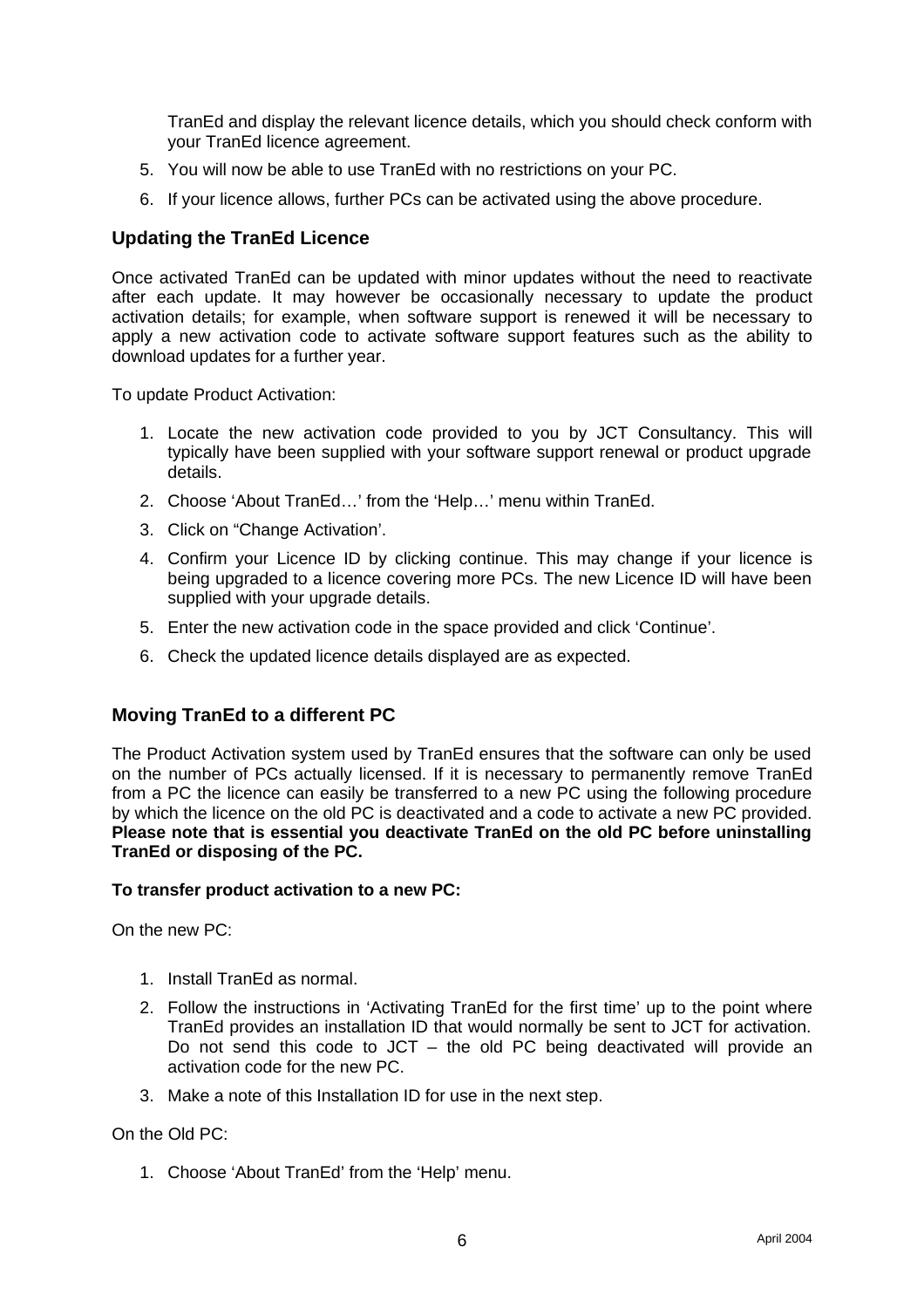TranEd and display the relevant licence details, which you should check conform with your TranEd licence agreement.

5. You will now be able to use TranEd with no restrictions on your PC.
6. If your licence allows, further PCs can be activated using the above procedure.

### Updating the TranEd Licence

Once activated TranEd can be updated with minor updates without the need to reactivate after each update. It may however be occasionally necessary to update the product activation details; for example, when software support is renewed it will be necessary to apply a new activation code to activate software support features such as the ability to download updates for a further year.

To update Product Activation:

1. Locate the new activation code provided to you by JCT Consultancy. This will typically have been supplied with your software support renewal or product upgrade details.
2. Choose 'About TranEd…' from the 'Help…' menu within TranEd.
3. Click on "Change Activation'.
4. Confirm your Licence ID by clicking continue. This may change if your licence is being upgraded to a licence covering more PCs. The new Licence ID will have been supplied with your upgrade details.
5. Enter the new activation code in the space provided and click 'Continue'.
6. Check the updated licence details displayed are as expected.

### Moving TranEd to a different PC

The Product Activation system used by TranEd ensures that the software can only be used on the number of PCs actually licensed. If it is necessary to permanently remove TranEd from a PC the licence can easily be transferred to a new PC using the following procedure by which the licence on the old PC is deactivated and a code to activate a new PC provided. **Please note that is essential you deactivate TranEd on the old PC before uninstalling TranEd or disposing of the PC.**

**To transfer product activation to a new PC:**

On the new PC:

1. Install TranEd as normal.
2. Follow the instructions in 'Activating TranEd for the first time' up to the point where TranEd provides an installation ID that would normally be sent to JCT for activation. Do not send this code to JCT – the old PC being deactivated will provide an activation code for the new PC.
3. Make a note of this Installation ID for use in the next step.

On the Old PC:

1. Choose 'About TranEd' from the 'Help' menu.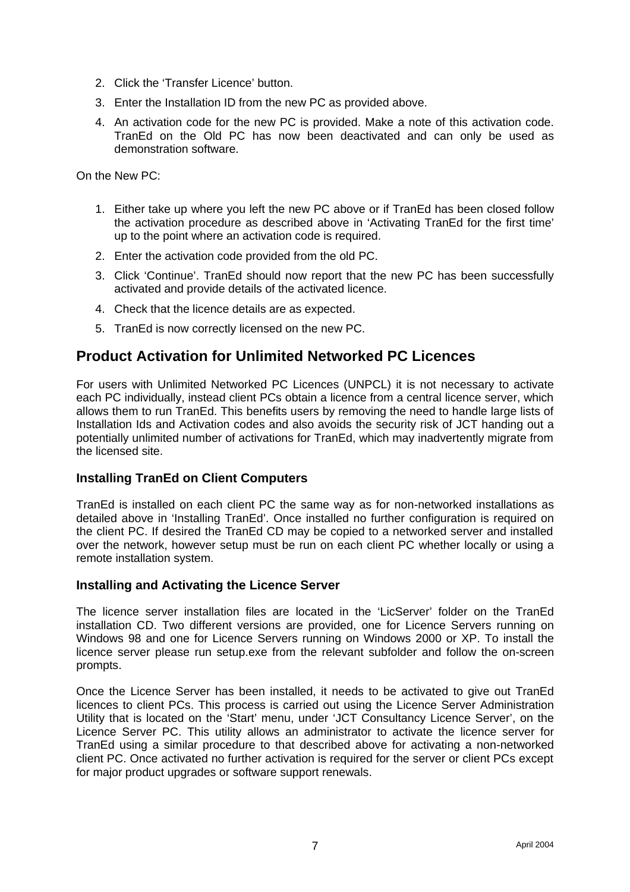2. Click the ‘Transfer Licence’ button.
3. Enter the Installation ID from the new PC as provided above.
4. An activation code for the new PC is provided. Make a note of this activation code. TranEd on the Old PC has now been deactivated and can only be used as demonstration software.

On the New PC:

1. Either take up where you left the new PC above or if TranEd has been closed follow the activation procedure as described above in ‘Activating TranEd for the first time’ up to the point where an activation code is required.
2. Enter the activation code provided from the old PC.
3. Click ‘Continue’. TranEd should now report that the new PC has been successfully activated and provide details of the activated licence.
4. Check that the licence details are as expected.
5. TranEd is now correctly licensed on the new PC.

## Product Activation for Unlimited Networked PC Licences

For users with Unlimited Networked PC Licences (UNPCL) it is not necessary to activate each PC individually, instead client PCs obtain a licence from a central licence server, which allows them to run TranEd. This benefits users by removing the need to handle large lists of Installation Ids and Activation codes and also avoids the security risk of JCT handing out a potentially unlimited number of activations for TranEd, which may inadvertently migrate from the licensed site.

### Installing TranEd on Client Computers

TranEd is installed on each client PC the same way as for non-networked installations as detailed above in ‘Installing TranEd’. Once installed no further configuration is required on the client PC. If desired the TranEd CD may be copied to a networked server and installed over the network, however setup must be run on each client PC whether locally or using a remote installation system.

### Installing and Activating the Licence Server

The licence server installation files are located in the ‘LicServer’ folder on the TranEd installation CD. Two different versions are provided, one for Licence Servers running on Windows 98 and one for Licence Servers running on Windows 2000 or XP. To install the licence server please run setup.exe from the relevant subfolder and follow the on-screen prompts.

Once the Licence Server has been installed, it needs to be activated to give out TranEd licences to client PCs. This process is carried out using the Licence Server Administration Utility that is located on the ‘Start’ menu, under ‘JCT Consultancy Licence Server’, on the Licence Server PC. This utility allows an administrator to activate the licence server for TranEd using a similar procedure to that described above for activating a non-networked client PC. Once activated no further activation is required for the server or client PCs except for major product upgrades or software support renewals.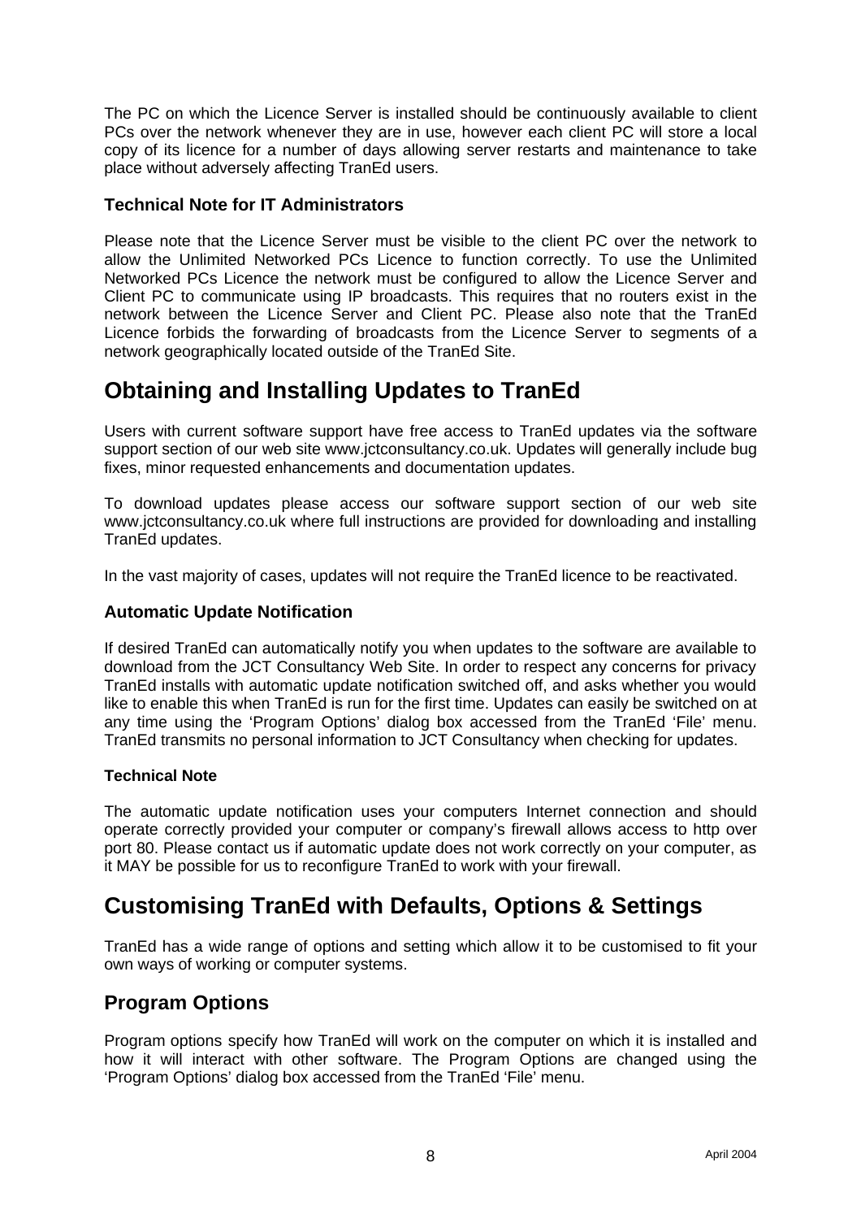The PC on which the Licence Server is installed should be continuously available to client PCs over the network whenever they are in use, however each client PC will store a local copy of its licence for a number of days allowing server restarts and maintenance to take place without adversely affecting TranEd users.

### Technical Note for IT Administrators

Please note that the Licence Server must be visible to the client PC over the network to allow the Unlimited Networked PCs Licence to function correctly. To use the Unlimited Networked PCs Licence the network must be configured to allow the Licence Server and Client PC to communicate using IP broadcasts. This requires that no routers exist in the network between the Licence Server and Client PC. Please also note that the TranEd Licence forbids the forwarding of broadcasts from the Licence Server to segments of a network geographically located outside of the TranEd Site.

# Obtaining and Installing Updates to TranEd

Users with current software support have free access to TranEd updates via the software support section of our web site www.jctconsultancy.co.uk. Updates will generally include bug fixes, minor requested enhancements and documentation updates.

To download updates please access our software support section of our web site www.jctconsultancy.co.uk where full instructions are provided for downloading and installing TranEd updates.

In the vast majority of cases, updates will not require the TranEd licence to be reactivated.

### Automatic Update Notification

If desired TranEd can automatically notify you when updates to the software are available to download from the JCT Consultancy Web Site. In order to respect any concerns for privacy TranEd installs with automatic update notification switched off, and asks whether you would like to enable this when TranEd is run for the first time. Updates can easily be switched on at any time using the ‘Program Options’ dialog box accessed from the TranEd ‘File’ menu. TranEd transmits no personal information to JCT Consultancy when checking for updates.

#### Technical Note

The automatic update notification uses your computers Internet connection and should operate correctly provided your computer or company’s firewall allows access to http over port 80. Please contact us if automatic update does not work correctly on your computer, as it MAY be possible for us to reconfigure TranEd to work with your firewall.

# Customising TranEd with Defaults, Options & Settings

TranEd has a wide range of options and setting which allow it to be customised to fit your own ways of working or computer systems.

## Program Options

Program options specify how TranEd will work on the computer on which it is installed and how it will interact with other software. The Program Options are changed using the ‘Program Options’ dialog box accessed from the TranEd ‘File’ menu.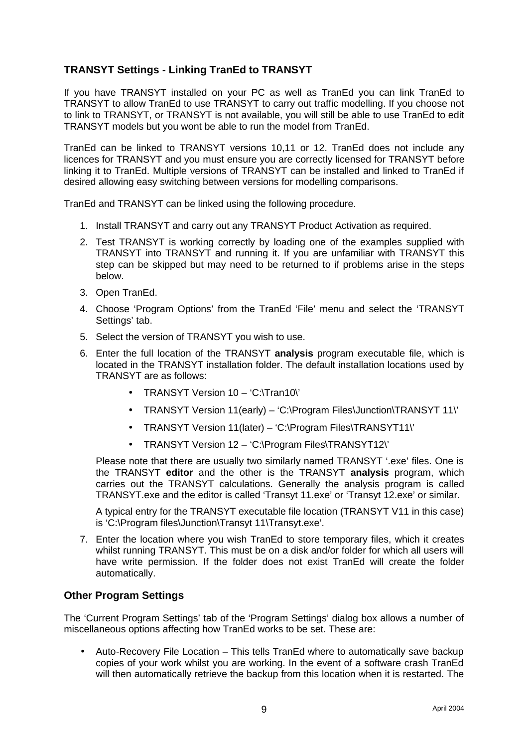## TRANSYT Settings - Linking TranEd to TRANSYT

If you have TRANSYT installed on your PC as well as TranEd you can link TranEd to TRANSYT to allow TranEd to use TRANSYT to carry out traffic modelling. If you choose not to link to TRANSYT, or TRANSYT is not available, you will still be able to use TranEd to edit TRANSYT models but you wont be able to run the model from TranEd.

TranEd can be linked to TRANSYT versions 10,11 or 12. TranEd does not include any licences for TRANSYT and you must ensure you are correctly licensed for TRANSYT before linking it to TranEd. Multiple versions of TRANSYT can be installed and linked to TranEd if desired allowing easy switching between versions for modelling comparisons.

TranEd and TRANSYT can be linked using the following procedure.

1. Install TRANSYT and carry out any TRANSYT Product Activation as required.
2. Test TRANSYT is working correctly by loading one of the examples supplied with TRANSYT into TRANSYT and running it. If you are unfamiliar with TRANSYT this step can be skipped but may need to be returned to if problems arise in the steps below.
3. Open TranEd.
4. Choose 'Program Options' from the TranEd 'File' menu and select the 'TRANSYT Settings' tab.
5. Select the version of TRANSYT you wish to use.
6. Enter the full location of the TRANSYT **analysis** program executable file, which is located in the TRANSYT installation folder. The default installation locations used by TRANSYT are as follows:
   - TRANSYT Version 10 – 'C:\Tran10\'
   - TRANSYT Version 11(early) – 'C:\Program Files\Junction\TRANSYT 11\'
   - TRANSYT Version 11(later) – 'C:\Program Files\TRANSYT11\'
   - TRANSYT Version 12 – 'C:\Program Files\TRANSYT12\'

   Please note that there are usually two similarly named TRANSYT '.exe' files. One is the TRANSYT **editor** and the other is the TRANSYT **analysis** program, which carries out the TRANSYT calculations. Generally the analysis program is called TRANSYT.exe and the editor is called 'Transyt 11.exe' or 'Transyt 12.exe' or similar.

   A typical entry for the TRANSYT executable file location (TRANSYT V11 in this case) is 'C:\Program files\Junction\Transyt 11\Transyt.exe'.
7. Enter the location where you wish TranEd to store temporary files, which it creates whilst running TRANSYT. This must be on a disk and/or folder for which all users will have write permission. If the folder does not exist TranEd will create the folder automatically.

## Other Program Settings

The 'Current Program Settings' tab of the 'Program Settings' dialog box allows a number of miscellaneous options affecting how TranEd works to be set. These are:

- Auto-Recovery File Location – This tells TranEd where to automatically save backup copies of your work whilst you are working. In the event of a software crash TranEd will then automatically retrieve the backup from this location when it is restarted. The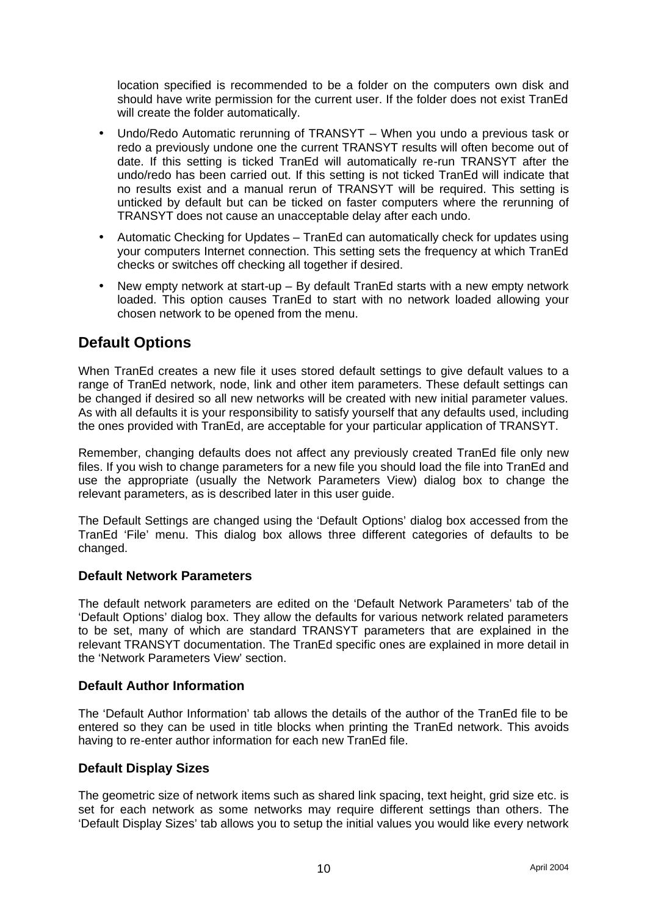location specified is recommended to be a folder on the computers own disk and should have write permission for the current user. If the folder does not exist TranEd will create the folder automatically.

- Undo/Redo Automatic rerunning of TRANSYT – When you undo a previous task or redo a previously undone one the current TRANSYT results will often become out of date. If this setting is ticked TranEd will automatically re-run TRANSYT after the undo/redo has been carried out. If this setting is not ticked TranEd will indicate that no results exist and a manual rerun of TRANSYT will be required. This setting is unticked by default but can be ticked on faster computers where the rerunning of TRANSYT does not cause an unacceptable delay after each undo.
- Automatic Checking for Updates – TranEd can automatically check for updates using your computers Internet connection. This setting sets the frequency at which TranEd checks or switches off checking all together if desired.
- New empty network at start-up – By default TranEd starts with a new empty network loaded. This option causes TranEd to start with no network loaded allowing your chosen network to be opened from the menu.

## Default Options

When TranEd creates a new file it uses stored default settings to give default values to a range of TranEd network, node, link and other item parameters. These default settings can be changed if desired so all new networks will be created with new initial parameter values. As with all defaults it is your responsibility to satisfy yourself that any defaults used, including the ones provided with TranEd, are acceptable for your particular application of TRANSYT.

Remember, changing defaults does not affect any previously created TranEd file only new files. If you wish to change parameters for a new file you should load the file into TranEd and use the appropriate (usually the Network Parameters View) dialog box to change the relevant parameters, as is described later in this user guide.

The Default Settings are changed using the 'Default Options' dialog box accessed from the TranEd 'File' menu. This dialog box allows three different categories of defaults to be changed.

### Default Network Parameters

The default network parameters are edited on the 'Default Network Parameters' tab of the 'Default Options' dialog box. They allow the defaults for various network related parameters to be set, many of which are standard TRANSYT parameters that are explained in the relevant TRANSYT documentation. The TranEd specific ones are explained in more detail in the 'Network Parameters View' section.

### Default Author Information

The 'Default Author Information' tab allows the details of the author of the TranEd file to be entered so they can be used in title blocks when printing the TranEd network. This avoids having to re-enter author information for each new TranEd file.

### Default Display Sizes

The geometric size of network items such as shared link spacing, text height, grid size etc. is set for each network as some networks may require different settings than others. The 'Default Display Sizes' tab allows you to setup the initial values you would like every network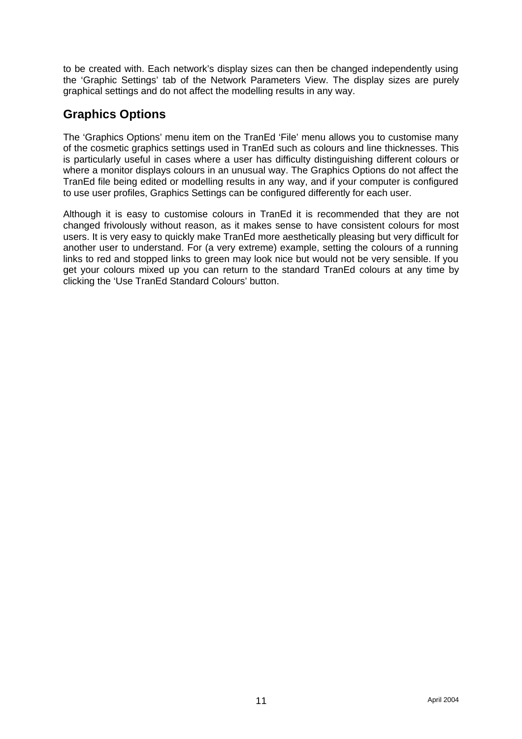to be created with. Each network's display sizes can then be changed independently using the 'Graphic Settings' tab of the Network Parameters View. The display sizes are purely graphical settings and do not affect the modelling results in any way.

## Graphics Options

The 'Graphics Options' menu item on the TranEd 'File' menu allows you to customise many of the cosmetic graphics settings used in TranEd such as colours and line thicknesses. This is particularly useful in cases where a user has difficulty distinguishing different colours or where a monitor displays colours in an unusual way. The Graphics Options do not affect the TranEd file being edited or modelling results in any way, and if your computer is configured to use user profiles, Graphics Settings can be configured differently for each user.

Although it is easy to customise colours in TranEd it is recommended that they are not changed frivolously without reason, as it makes sense to have consistent colours for most users. It is very easy to quickly make TranEd more aesthetically pleasing but very difficult for another user to understand. For (a very extreme) example, setting the colours of a running links to red and stopped links to green may look nice but would not be very sensible. If you get your colours mixed up you can return to the standard TranEd colours at any time by clicking the 'Use TranEd Standard Colours' button.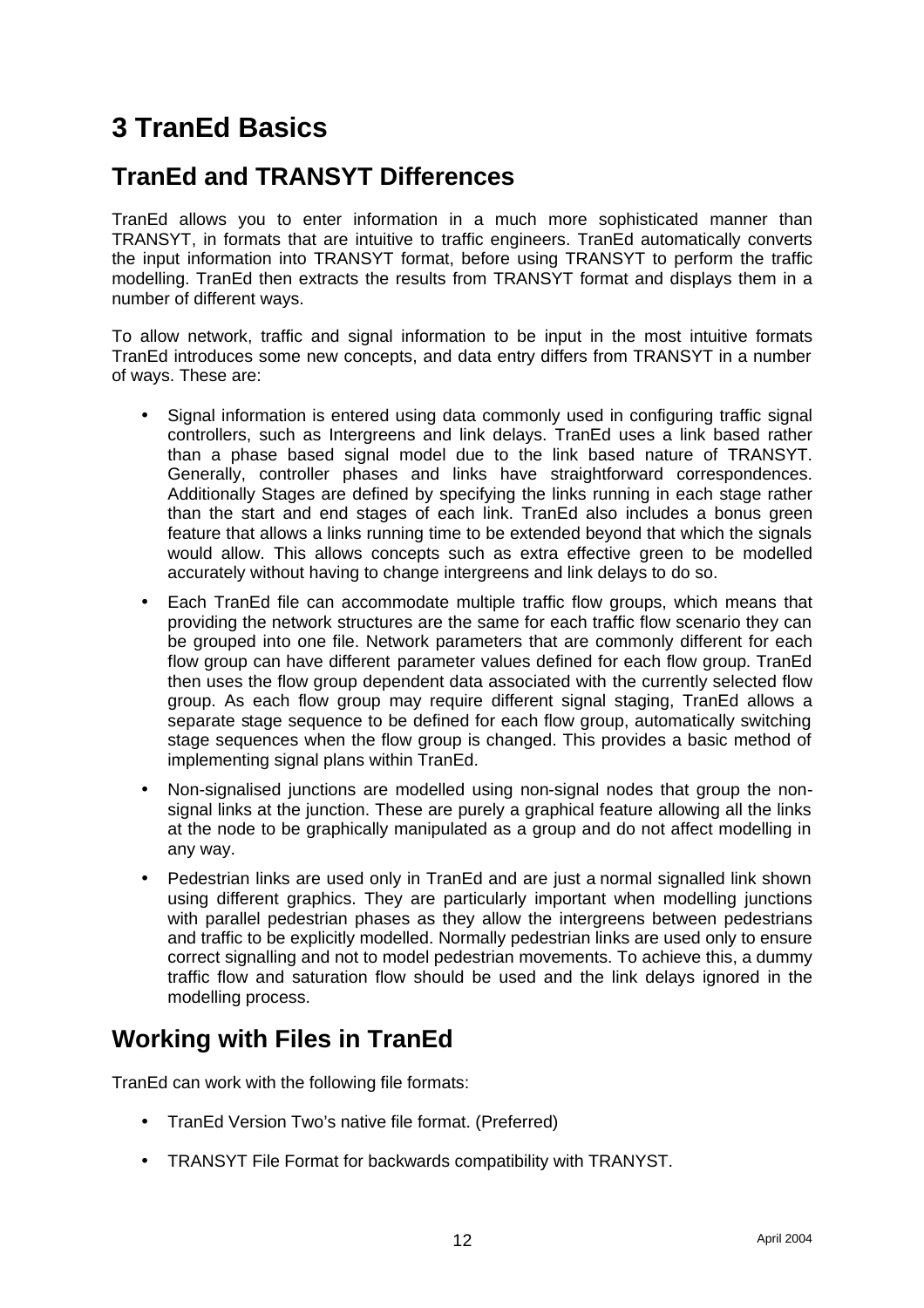# 3 TranEd Basics

## TranEd and TRANSYT Differences

TranEd allows you to enter information in a much more sophisticated manner than TRANSYT, in formats that are intuitive to traffic engineers. TranEd automatically converts the input information into TRANSYT format, before using TRANSYT to perform the traffic modelling. TranEd then extracts the results from TRANSYT format and displays them in a number of different ways.

To allow network, traffic and signal information to be input in the most intuitive formats TranEd introduces some new concepts, and data entry differs from TRANSYT in a number of ways. These are:

- Signal information is entered using data commonly used in configuring traffic signal controllers, such as Intergreens and link delays. TranEd uses a link based rather than a phase based signal model due to the link based nature of TRANSYT. Generally, controller phases and links have straightforward correspondences. Additionally Stages are defined by specifying the links running in each stage rather than the start and end stages of each link. TranEd also includes a bonus green feature that allows a links running time to be extended beyond that which the signals would allow. This allows concepts such as extra effective green to be modelled accurately without having to change intergreens and link delays to do so.
- Each TranEd file can accommodate multiple traffic flow groups, which means that providing the network structures are the same for each traffic flow scenario they can be grouped into one file. Network parameters that are commonly different for each flow group can have different parameter values defined for each flow group. TranEd then uses the flow group dependent data associated with the currently selected flow group. As each flow group may require different signal staging, TranEd allows a separate stage sequence to be defined for each flow group, automatically switching stage sequences when the flow group is changed. This provides a basic method of implementing signal plans within TranEd.
- Non-signalised junctions are modelled using non-signal nodes that group the non-signal links at the junction. These are purely a graphical feature allowing all the links at the node to be graphically manipulated as a group and do not affect modelling in any way.
- Pedestrian links are used only in TranEd and are just a normal signalled link shown using different graphics. They are particularly important when modelling junctions with parallel pedestrian phases as they allow the intergreens between pedestrians and traffic to be explicitly modelled. Normally pedestrian links are used only to ensure correct signalling and not to model pedestrian movements. To achieve this, a dummy traffic flow and saturation flow should be used and the link delays ignored in the modelling process.

## Working with Files in TranEd

TranEd can work with the following file formats:

- TranEd Version Two's native file format. (Preferred)
- TRANSYT File Format for backwards compatibility with TRANYST.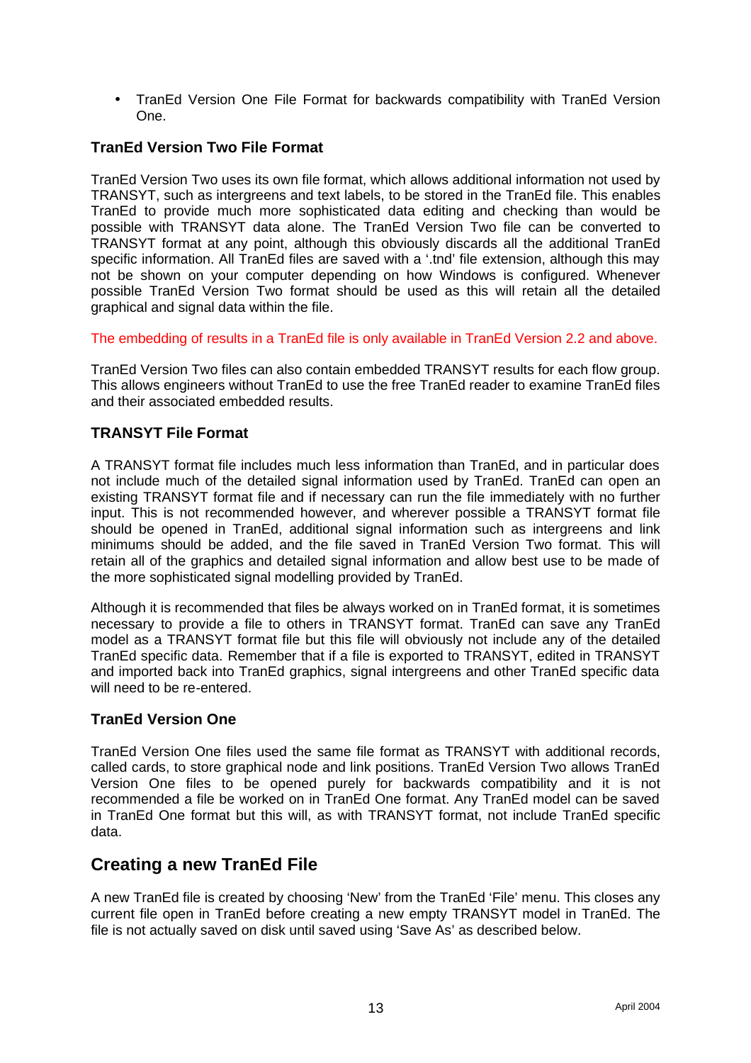- TranEd Version One File Format for backwards compatibility with TranEd Version One.

### TranEd Version Two File Format

TranEd Version Two uses its own file format, which allows additional information not used by TRANSYT, such as intergreens and text labels, to be stored in the TranEd file. This enables TranEd to provide much more sophisticated data editing and checking than would be possible with TRANSYT data alone. The TranEd Version Two file can be converted to TRANSYT format at any point, although this obviously discards all the additional TranEd specific information. All TranEd files are saved with a '.tnd' file extension, although this may not be shown on your computer depending on how Windows is configured. Whenever possible TranEd Version Two format should be used as this will retain all the detailed graphical and signal data within the file.

The embedding of results in a TranEd file is only available in TranEd Version 2.2 and above.

TranEd Version Two files can also contain embedded TRANSYT results for each flow group. This allows engineers without TranEd to use the free TranEd reader to examine TranEd files and their associated embedded results.

### TRANSYT File Format

A TRANSYT format file includes much less information than TranEd, and in particular does not include much of the detailed signal information used by TranEd. TranEd can open an existing TRANSYT format file and if necessary can run the file immediately with no further input. This is not recommended however, and wherever possible a TRANSYT format file should be opened in TranEd, additional signal information such as intergreens and link minimums should be added, and the file saved in TranEd Version Two format. This will retain all of the graphics and detailed signal information and allow best use to be made of the more sophisticated signal modelling provided by TranEd.

Although it is recommended that files be always worked on in TranEd format, it is sometimes necessary to provide a file to others in TRANSYT format. TranEd can save any TranEd model as a TRANSYT format file but this file will obviously not include any of the detailed TranEd specific data. Remember that if a file is exported to TRANSYT, edited in TRANSYT and imported back into TranEd graphics, signal intergreens and other TranEd specific data will need to be re-entered.

### TranEd Version One

TranEd Version One files used the same file format as TRANSYT with additional records, called cards, to store graphical node and link positions. TranEd Version Two allows TranEd Version One files to be opened purely for backwards compatibility and it is not recommended a file be worked on in TranEd One format. Any TranEd model can be saved in TranEd One format but this will, as with TRANSYT format, not include TranEd specific data.

## Creating a new TranEd File

A new TranEd file is created by choosing 'New' from the TranEd 'File' menu. This closes any current file open in TranEd before creating a new empty TRANSYT model in TranEd. The file is not actually saved on disk until saved using 'Save As' as described below.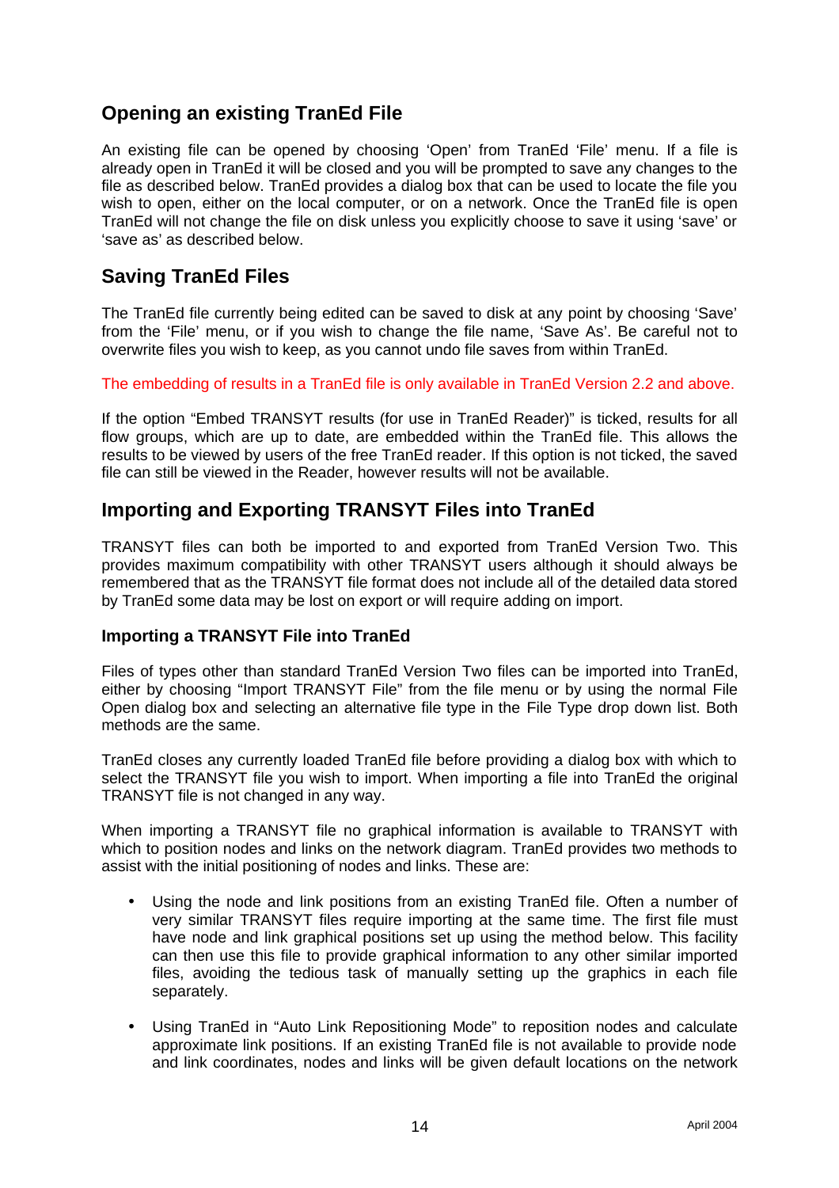## Opening an existing TranEd File

An existing file can be opened by choosing 'Open' from TranEd 'File' menu. If a file is already open in TranEd it will be closed and you will be prompted to save any changes to the file as described below. TranEd provides a dialog box that can be used to locate the file you wish to open, either on the local computer, or on a network. Once the TranEd file is open TranEd will not change the file on disk unless you explicitly choose to save it using 'save' or 'save as' as described below.

## Saving TranEd Files

The TranEd file currently being edited can be saved to disk at any point by choosing 'Save' from the 'File' menu, or if you wish to change the file name, 'Save As'. Be careful not to overwrite files you wish to keep, as you cannot undo file saves from within TranEd.

The embedding of results in a TranEd file is only available in TranEd Version 2.2 and above.

If the option "Embed TRANSYT results (for use in TranEd Reader)" is ticked, results for all flow groups, which are up to date, are embedded within the TranEd file. This allows the results to be viewed by users of the free TranEd reader. If this option is not ticked, the saved file can still be viewed in the Reader, however results will not be available.

## Importing and Exporting TRANSYT Files into TranEd

TRANSYT files can both be imported to and exported from TranEd Version Two. This provides maximum compatibility with other TRANSYT users although it should always be remembered that as the TRANSYT file format does not include all of the detailed data stored by TranEd some data may be lost on export or will require adding on import.

### Importing a TRANSYT File into TranEd

Files of types other than standard TranEd Version Two files can be imported into TranEd, either by choosing "Import TRANSYT File" from the file menu or by using the normal File Open dialog box and selecting an alternative file type in the File Type drop down list. Both methods are the same.

TranEd closes any currently loaded TranEd file before providing a dialog box with which to select the TRANSYT file you wish to import. When importing a file into TranEd the original TRANSYT file is not changed in any way.

When importing a TRANSYT file no graphical information is available to TRANSYT with which to position nodes and links on the network diagram. TranEd provides two methods to assist with the initial positioning of nodes and links. These are:

- Using the node and link positions from an existing TranEd file. Often a number of very similar TRANSYT files require importing at the same time. The first file must have node and link graphical positions set up using the method below. This facility can then use this file to provide graphical information to any other similar imported files, avoiding the tedious task of manually setting up the graphics in each file separately.
- Using TranEd in "Auto Link Repositioning Mode" to reposition nodes and calculate approximate link positions. If an existing TranEd file is not available to provide node and link coordinates, nodes and links will be given default locations on the network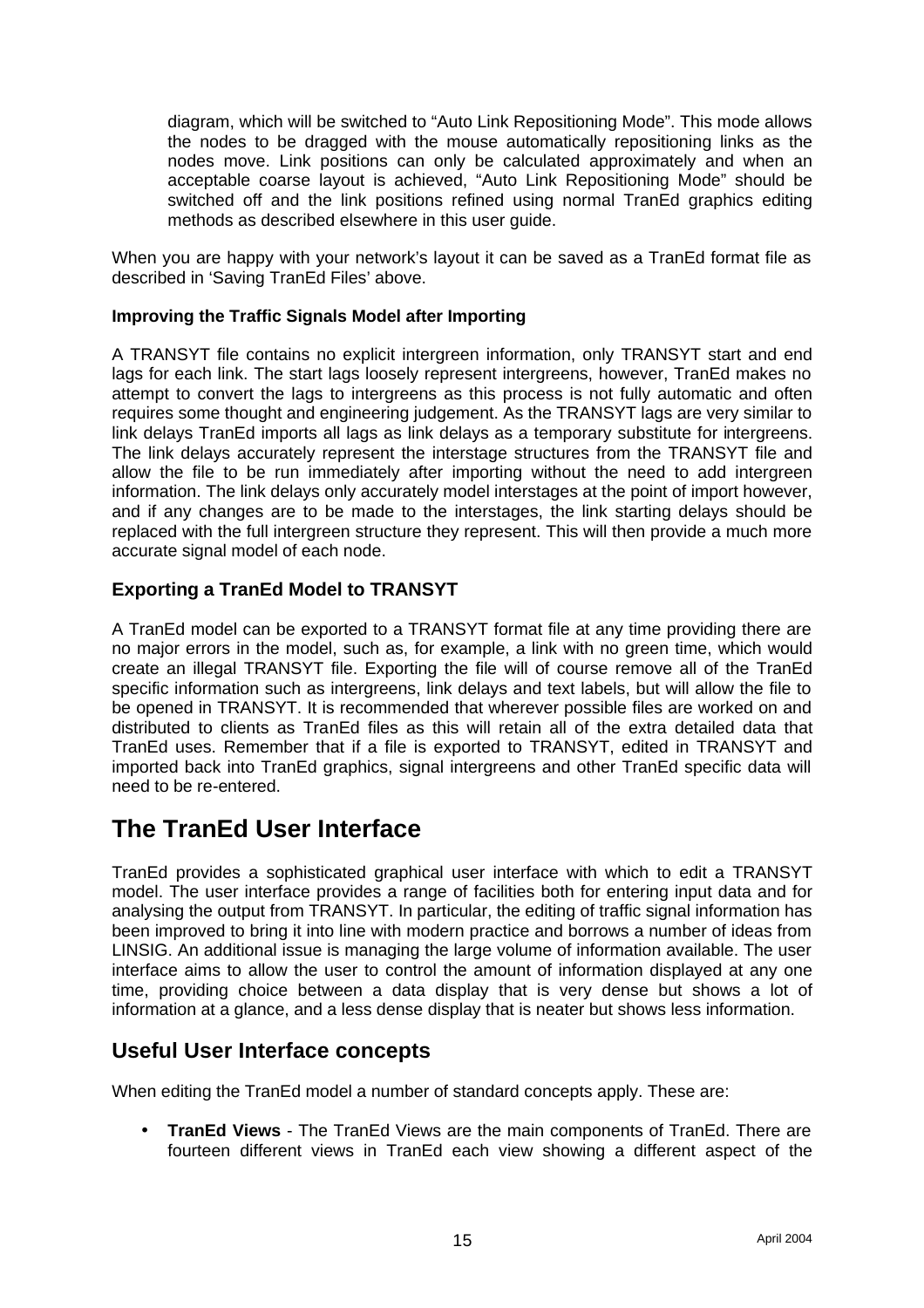diagram, which will be switched to “Auto Link Repositioning Mode”. This mode allows the nodes to be dragged with the mouse automatically repositioning links as the nodes move. Link positions can only be calculated approximately and when an acceptable coarse layout is achieved, “Auto Link Repositioning Mode” should be switched off and the link positions refined using normal TranEd graphics editing methods as described elsewhere in this user guide.

When you are happy with your network’s layout it can be saved as a TranEd format file as described in ‘Saving TranEd Files’ above.

**Improving the Traffic Signals Model after Importing**

A TRANSYT file contains no explicit intergreen information, only TRANSYT start and end lags for each link. The start lags loosely represent intergreens, however, TranEd makes no attempt to convert the lags to intergreens as this process is not fully automatic and often requires some thought and engineering judgement. As the TRANSYT lags are very similar to link delays TranEd imports all lags as link delays as a temporary substitute for intergreens. The link delays accurately represent the interstage structures from the TRANSYT file and allow the file to be run immediately after importing without the need to add intergreen information. The link delays only accurately model interstages at the point of import however, and if any changes are to be made to the interstages, the link starting delays should be replaced with the full intergreen structure they represent. This will then provide a much more accurate signal model of each node.

### Exporting a TranEd Model to TRANSYT

A TranEd model can be exported to a TRANSYT format file at any time providing there are no major errors in the model, such as, for example, a link with no green time, which would create an illegal TRANSYT file. Exporting the file will of course remove all of the TranEd specific information such as intergreens, link delays and text labels, but will allow the file to be opened in TRANSYT. It is recommended that wherever possible files are worked on and distributed to clients as TranEd files as this will retain all of the extra detailed data that TranEd uses. Remember that if a file is exported to TRANSYT, edited in TRANSYT and imported back into TranEd graphics, signal intergreens and other TranEd specific data will need to be re-entered.

# The TranEd User Interface

TranEd provides a sophisticated graphical user interface with which to edit a TRANSYT model. The user interface provides a range of facilities both for entering input data and for analysing the output from TRANSYT. In particular, the editing of traffic signal information has been improved to bring it into line with modern practice and borrows a number of ideas from LINSIG. An additional issue is managing the large volume of information available. The user interface aims to allow the user to control the amount of information displayed at any one time, providing choice between a data display that is very dense but shows a lot of information at a glance, and a less dense display that is neater but shows less information.

## Useful User Interface concepts

When editing the TranEd model a number of standard concepts apply. These are:

- **TranEd Views** - The TranEd Views are the main components of TranEd. There are fourteen different views in TranEd each view showing a different aspect of the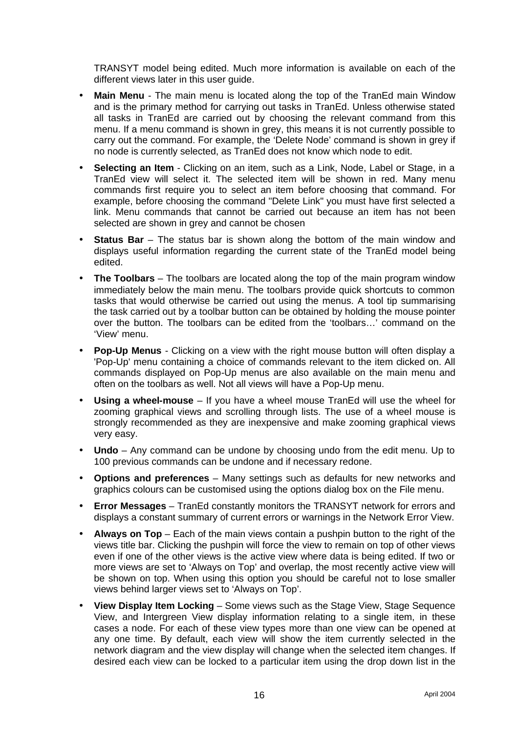TRANSYT model being edited. Much more information is available on each of the different views later in this user guide.

- **Main Menu** - The main menu is located along the top of the TranEd main Window and is the primary method for carrying out tasks in TranEd. Unless otherwise stated all tasks in TranEd are carried out by choosing the relevant command from this menu. If a menu command is shown in grey, this means it is not currently possible to carry out the command. For example, the 'Delete Node' command is shown in grey if no node is currently selected, as TranEd does not know which node to edit.

- **Selecting an Item** - Clicking on an item, such as a Link, Node, Label or Stage, in a TranEd view will select it. The selected item will be shown in red. Many menu commands first require you to select an item before choosing that command. For example, before choosing the command "Delete Link" you must have first selected a link. Menu commands that cannot be carried out because an item has not been selected are shown in grey and cannot be chosen

- **Status Bar** – The status bar is shown along the bottom of the main window and displays useful information regarding the current state of the TranEd model being edited.

- **The Toolbars** – The toolbars are located along the top of the main program window immediately below the main menu. The toolbars provide quick shortcuts to common tasks that would otherwise be carried out using the menus. A tool tip summarising the task carried out by a toolbar button can be obtained by holding the mouse pointer over the button. The toolbars can be edited from the 'toolbars…' command on the 'View' menu.

- **Pop-Up Menus** - Clicking on a view with the right mouse button will often display a 'Pop-Up' menu containing a choice of commands relevant to the item clicked on. All commands displayed on Pop-Up menus are also available on the main menu and often on the toolbars as well. Not all views will have a Pop-Up menu.

- **Using a wheel-mouse** – If you have a wheel mouse TranEd will use the wheel for zooming graphical views and scrolling through lists. The use of a wheel mouse is strongly recommended as they are inexpensive and make zooming graphical views very easy.

- **Undo** – Any command can be undone by choosing undo from the edit menu. Up to 100 previous commands can be undone and if necessary redone.

- **Options and preferences** – Many settings such as defaults for new networks and graphics colours can be customised using the options dialog box on the File menu.

- **Error Messages** – TranEd constantly monitors the TRANSYT network for errors and displays a constant summary of current errors or warnings in the Network Error View.

- **Always on Top** – Each of the main views contain a pushpin button to the right of the views title bar. Clicking the pushpin will force the view to remain on top of other views even if one of the other views is the active view where data is being edited. If two or more views are set to 'Always on Top' and overlap, the most recently active view will be shown on top. When using this option you should be careful not to lose smaller views behind larger views set to 'Always on Top'.

- **View Display Item Locking** – Some views such as the Stage View, Stage Sequence View, and Intergreen View display information relating to a single item, in these cases a node. For each of these view types more than one view can be opened at any one time. By default, each view will show the item currently selected in the network diagram and the view display will change when the selected item changes. If desired each view can be locked to a particular item using the drop down list in the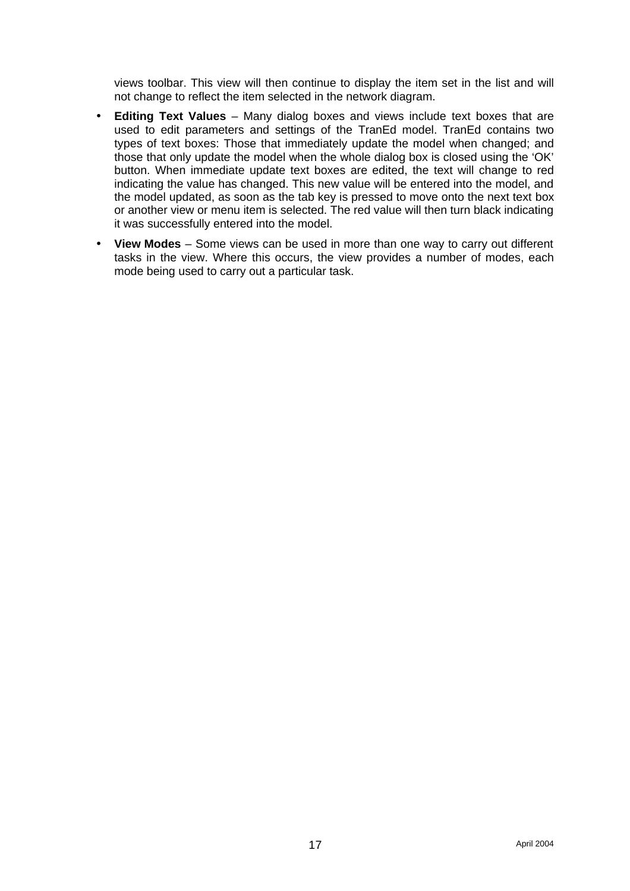views toolbar. This view will then continue to display the item set in the list and will not change to reflect the item selected in the network diagram.

- **Editing Text Values** – Many dialog boxes and views include text boxes that are used to edit parameters and settings of the TranEd model. TranEd contains two types of text boxes: Those that immediately update the model when changed; and those that only update the model when the whole dialog box is closed using the 'OK' button. When immediate update text boxes are edited, the text will change to red indicating the value has changed. This new value will be entered into the model, and the model updated, as soon as the tab key is pressed to move onto the next text box or another view or menu item is selected. The red value will then turn black indicating it was successfully entered into the model.
- **View Modes** – Some views can be used in more than one way to carry out different tasks in the view. Where this occurs, the view provides a number of modes, each mode being used to carry out a particular task.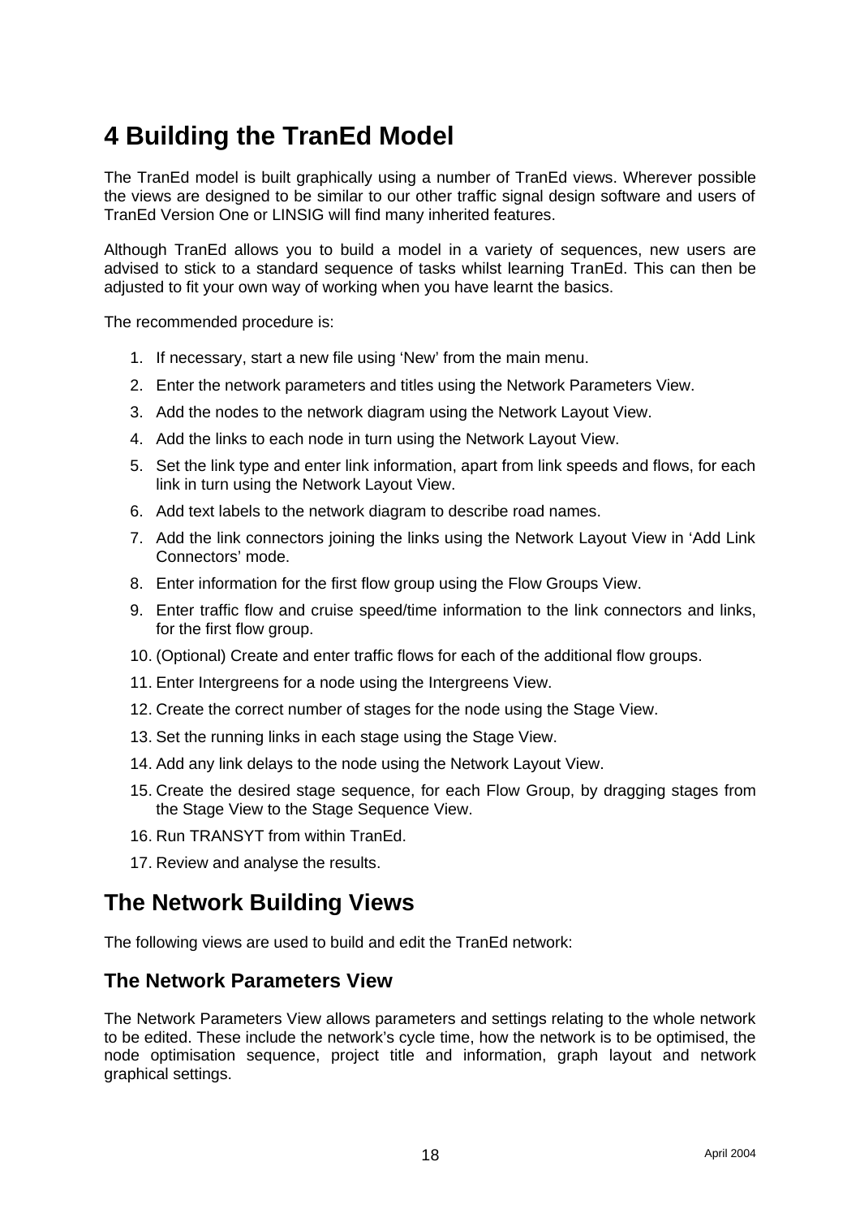# 4 Building the TranEd Model

The TranEd model is built graphically using a number of TranEd views. Wherever possible the views are designed to be similar to our other traffic signal design software and users of TranEd Version One or LINSIG will find many inherited features.

Although TranEd allows you to build a model in a variety of sequences, new users are advised to stick to a standard sequence of tasks whilst learning TranEd. This can then be adjusted to fit your own way of working when you have learnt the basics.

The recommended procedure is:

1. If necessary, start a new file using 'New' from the main menu.
2. Enter the network parameters and titles using the Network Parameters View.
3. Add the nodes to the network diagram using the Network Layout View.
4. Add the links to each node in turn using the Network Layout View.
5. Set the link type and enter link information, apart from link speeds and flows, for each link in turn using the Network Layout View.
6. Add text labels to the network diagram to describe road names.
7. Add the link connectors joining the links using the Network Layout View in 'Add Link Connectors' mode.
8. Enter information for the first flow group using the Flow Groups View.
9. Enter traffic flow and cruise speed/time information to the link connectors and links, for the first flow group.
10. (Optional) Create and enter traffic flows for each of the additional flow groups.
11. Enter Intergreens for a node using the Intergreens View.
12. Create the correct number of stages for the node using the Stage View.
13. Set the running links in each stage using the Stage View.
14. Add any link delays to the node using the Network Layout View.
15. Create the desired stage sequence, for each Flow Group, by dragging stages from the Stage View to the Stage Sequence View.
16. Run TRANSYT from within TranEd.
17. Review and analyse the results.

## The Network Building Views

The following views are used to build and edit the TranEd network:

### The Network Parameters View

The Network Parameters View allows parameters and settings relating to the whole network to be edited. These include the network's cycle time, how the network is to be optimised, the node optimisation sequence, project title and information, graph layout and network graphical settings.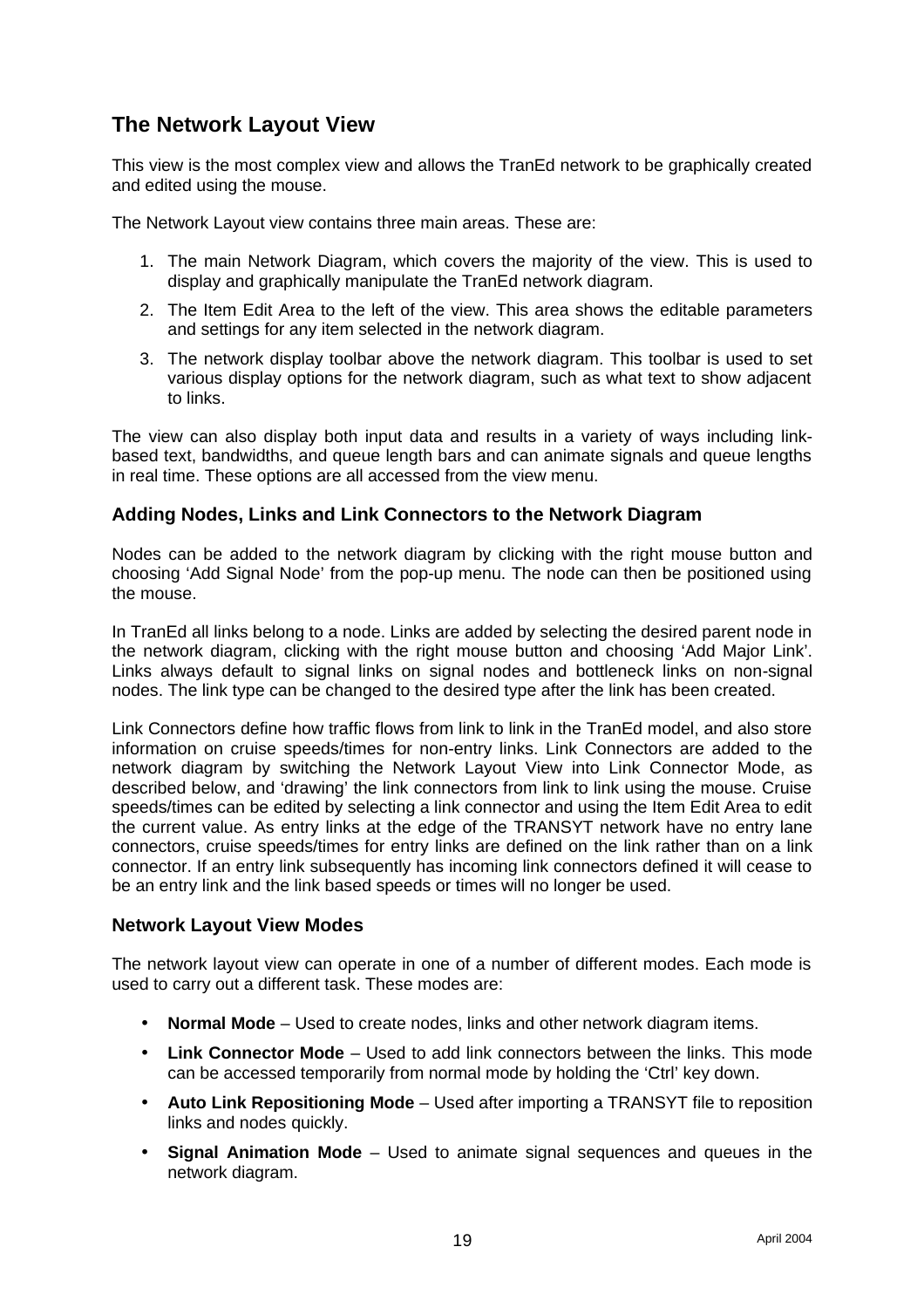## The Network Layout View

This view is the most complex view and allows the TranEd network to be graphically created and edited using the mouse.

The Network Layout view contains three main areas. These are:

1. The main Network Diagram, which covers the majority of the view. This is used to display and graphically manipulate the TranEd network diagram.
2. The Item Edit Area to the left of the view. This area shows the editable parameters and settings for any item selected in the network diagram.
3. The network display toolbar above the network diagram. This toolbar is used to set various display options for the network diagram, such as what text to show adjacent to links.

The view can also display both input data and results in a variety of ways including link-based text, bandwidths, and queue length bars and can animate signals and queue lengths in real time. These options are all accessed from the view menu.

### Adding Nodes, Links and Link Connectors to the Network Diagram

Nodes can be added to the network diagram by clicking with the right mouse button and choosing 'Add Signal Node' from the pop-up menu. The node can then be positioned using the mouse.

In TranEd all links belong to a node. Links are added by selecting the desired parent node in the network diagram, clicking with the right mouse button and choosing 'Add Major Link'. Links always default to signal links on signal nodes and bottleneck links on non-signal nodes. The link type can be changed to the desired type after the link has been created.

Link Connectors define how traffic flows from link to link in the TranEd model, and also store information on cruise speeds/times for non-entry links. Link Connectors are added to the network diagram by switching the Network Layout View into Link Connector Mode, as described below, and 'drawing' the link connectors from link to link using the mouse. Cruise speeds/times can be edited by selecting a link connector and using the Item Edit Area to edit the current value. As entry links at the edge of the TRANSYT network have no entry lane connectors, cruise speeds/times for entry links are defined on the link rather than on a link connector. If an entry link subsequently has incoming link connectors defined it will cease to be an entry link and the link based speeds or times will no longer be used.

### Network Layout View Modes

The network layout view can operate in one of a number of different modes. Each mode is used to carry out a different task. These modes are:

- **Normal Mode** – Used to create nodes, links and other network diagram items.
- **Link Connector Mode** – Used to add link connectors between the links. This mode can be accessed temporarily from normal mode by holding the 'Ctrl' key down.
- **Auto Link Repositioning Mode** – Used after importing a TRANSYT file to reposition links and nodes quickly.
- **Signal Animation Mode** – Used to animate signal sequences and queues in the network diagram.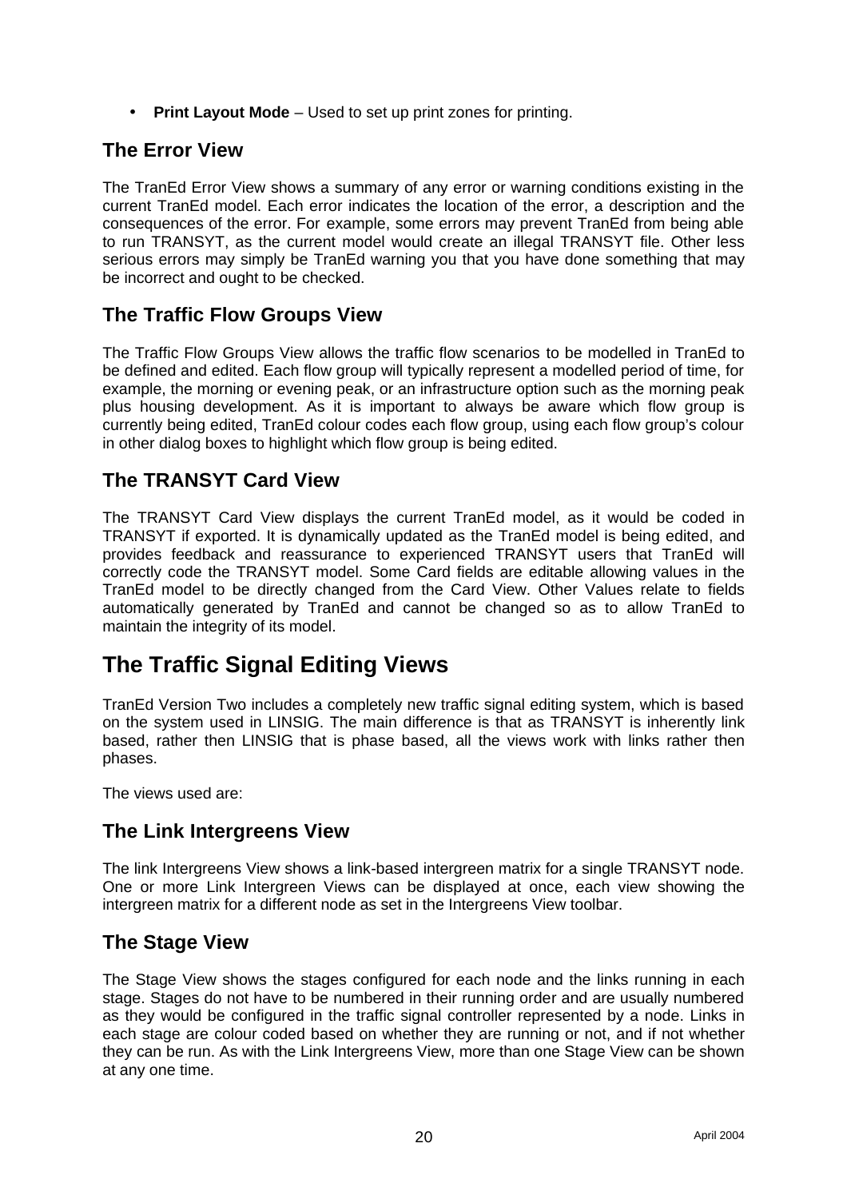- **Print Layout Mode** – Used to set up print zones for printing.

## The Error View

The TranEd Error View shows a summary of any error or warning conditions existing in the current TranEd model. Each error indicates the location of the error, a description and the consequences of the error. For example, some errors may prevent TranEd from being able to run TRANSYT, as the current model would create an illegal TRANSYT file. Other less serious errors may simply be TranEd warning you that you have done something that may be incorrect and ought to be checked.

## The Traffic Flow Groups View

The Traffic Flow Groups View allows the traffic flow scenarios to be modelled in TranEd to be defined and edited. Each flow group will typically represent a modelled period of time, for example, the morning or evening peak, or an infrastructure option such as the morning peak plus housing development. As it is important to always be aware which flow group is currently being edited, TranEd colour codes each flow group, using each flow group's colour in other dialog boxes to highlight which flow group is being edited.

## The TRANSYT Card View

The TRANSYT Card View displays the current TranEd model, as it would be coded in TRANSYT if exported. It is dynamically updated as the TranEd model is being edited, and provides feedback and reassurance to experienced TRANSYT users that TranEd will correctly code the TRANSYT model. Some Card fields are editable allowing values in the TranEd model to be directly changed from the Card View. Other Values relate to fields automatically generated by TranEd and cannot be changed so as to allow TranEd to maintain the integrity of its model.

# The Traffic Signal Editing Views

TranEd Version Two includes a completely new traffic signal editing system, which is based on the system used in LINSIG. The main difference is that as TRANSYT is inherently link based, rather then LINSIG that is phase based, all the views work with links rather then phases.

The views used are:

## The Link Intergreens View

The link Intergreens View shows a link-based intergreen matrix for a single TRANSYT node. One or more Link Intergreen Views can be displayed at once, each view showing the intergreen matrix for a different node as set in the Intergreens View toolbar.

## The Stage View

The Stage View shows the stages configured for each node and the links running in each stage. Stages do not have to be numbered in their running order and are usually numbered as they would be configured in the traffic signal controller represented by a node. Links in each stage are colour coded based on whether they are running or not, and if not whether they can be run. As with the Link Intergreens View, more than one Stage View can be shown at any one time.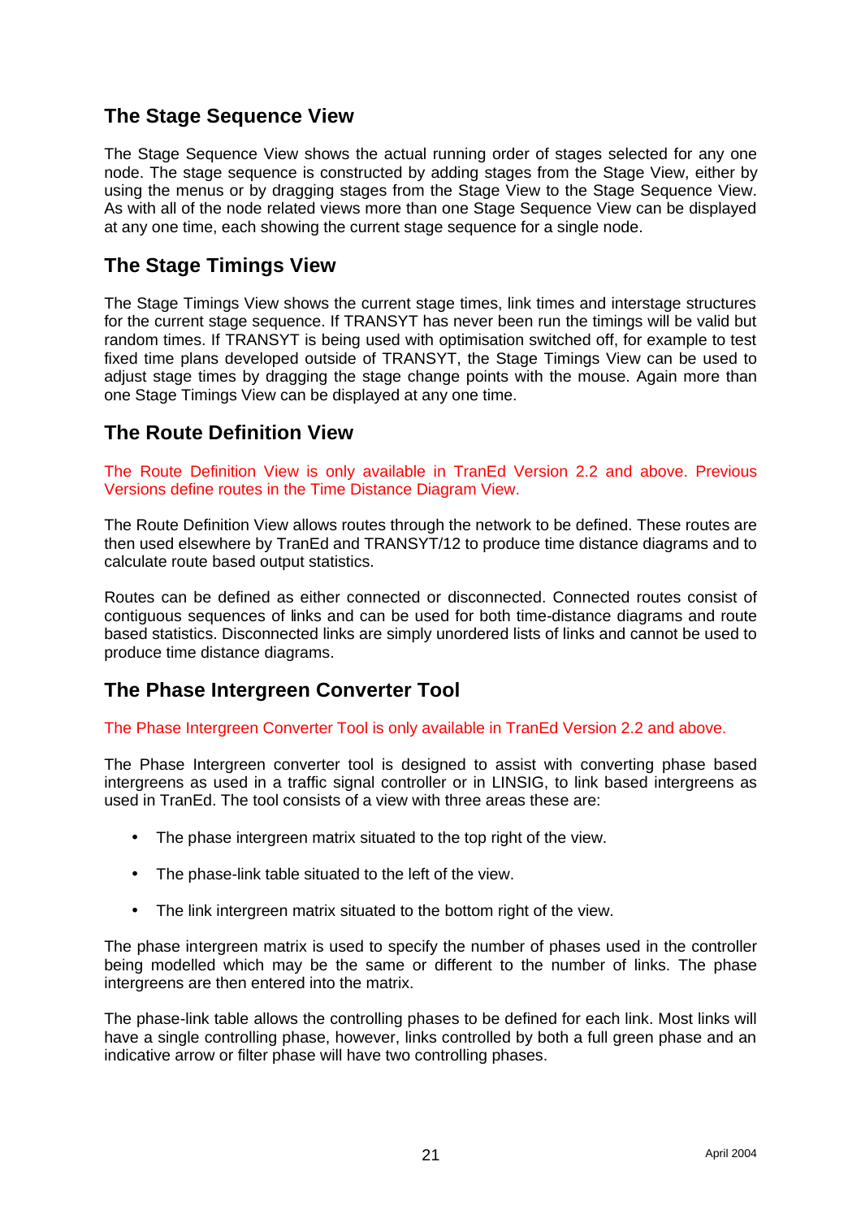## The Stage Sequence View

The Stage Sequence View shows the actual running order of stages selected for any one node. The stage sequence is constructed by adding stages from the Stage View, either by using the menus or by dragging stages from the Stage View to the Stage Sequence View. As with all of the node related views more than one Stage Sequence View can be displayed at any one time, each showing the current stage sequence for a single node.

## The Stage Timings View

The Stage Timings View shows the current stage times, link times and interstage structures for the current stage sequence. If TRANSYT has never been run the timings will be valid but random times. If TRANSYT is being used with optimisation switched off, for example to test fixed time plans developed outside of TRANSYT, the Stage Timings View can be used to adjust stage times by dragging the stage change points with the mouse. Again more than one Stage Timings View can be displayed at any one time.

## The Route Definition View

The Route Definition View is only available in TranEd Version 2.2 and above. Previous Versions define routes in the Time Distance Diagram View.

The Route Definition View allows routes through the network to be defined. These routes are then used elsewhere by TranEd and TRANSYT/12 to produce time distance diagrams and to calculate route based output statistics.

Routes can be defined as either connected or disconnected. Connected routes consist of contiguous sequences of links and can be used for both time-distance diagrams and route based statistics. Disconnected links are simply unordered lists of links and cannot be used to produce time distance diagrams.

## The Phase Intergreen Converter Tool

The Phase Intergreen Converter Tool is only available in TranEd Version 2.2 and above.

The Phase Intergreen converter tool is designed to assist with converting phase based intergreens as used in a traffic signal controller or in LINSIG, to link based intergreens as used in TranEd. The tool consists of a view with three areas these are:

- The phase intergreen matrix situated to the top right of the view.
- The phase-link table situated to the left of the view.
- The link intergreen matrix situated to the bottom right of the view.

The phase intergreen matrix is used to specify the number of phases used in the controller being modelled which may be the same or different to the number of links. The phase intergreens are then entered into the matrix.

The phase-link table allows the controlling phases to be defined for each link. Most links will have a single controlling phase, however, links controlled by both a full green phase and an indicative arrow or filter phase will have two controlling phases.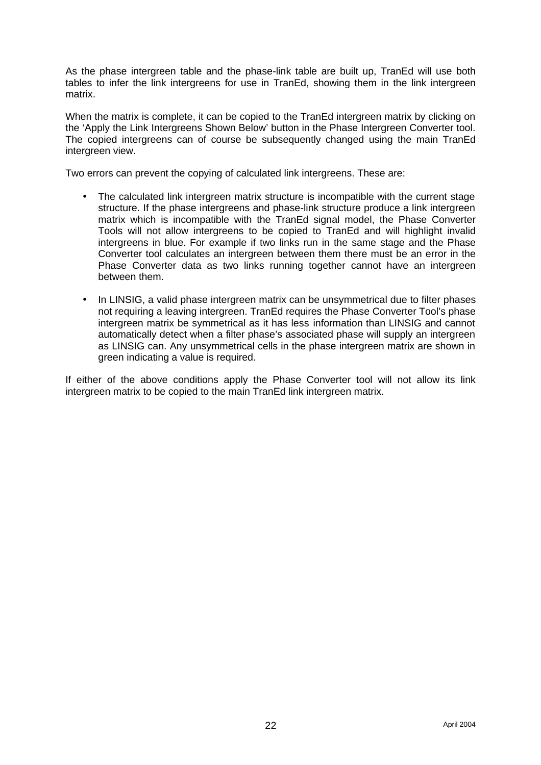As the phase intergreen table and the phase-link table are built up, TranEd will use both tables to infer the link intergreens for use in TranEd, showing them in the link intergreen matrix.

When the matrix is complete, it can be copied to the TranEd intergreen matrix by clicking on the 'Apply the Link Intergreens Shown Below' button in the Phase Intergreen Converter tool. The copied intergreens can of course be subsequently changed using the main TranEd intergreen view.

Two errors can prevent the copying of calculated link intergreens. These are:

- The calculated link intergreen matrix structure is incompatible with the current stage structure. If the phase intergreens and phase-link structure produce a link intergreen matrix which is incompatible with the TranEd signal model, the Phase Converter Tools will not allow intergreens to be copied to TranEd and will highlight invalid intergreens in blue. For example if two links run in the same stage and the Phase Converter tool calculates an intergreen between them there must be an error in the Phase Converter data as two links running together cannot have an intergreen between them.

- In LINSIG, a valid phase intergreen matrix can be unsymmetrical due to filter phases not requiring a leaving intergreen. TranEd requires the Phase Converter Tool's phase intergreen matrix be symmetrical as it has less information than LINSIG and cannot automatically detect when a filter phase's associated phase will supply an intergreen as LINSIG can. Any unsymmetrical cells in the phase intergreen matrix are shown in green indicating a value is required.

If either of the above conditions apply the Phase Converter tool will not allow its link intergreen matrix to be copied to the main TranEd link intergreen matrix.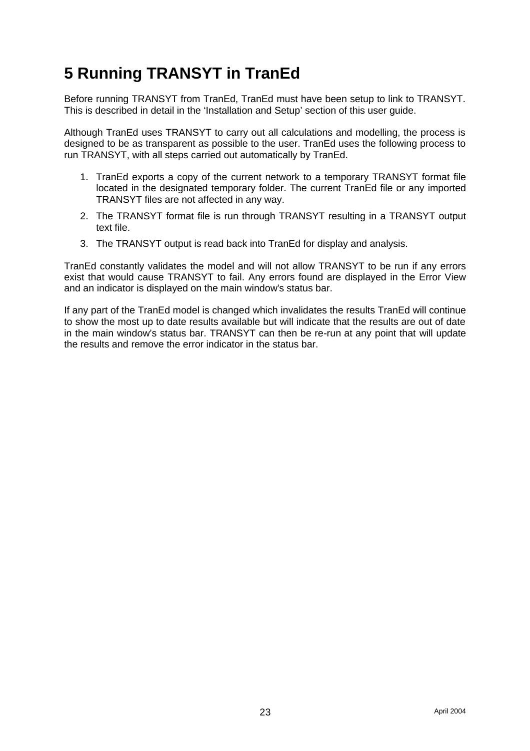# 5 Running TRANSYT in TranEd

Before running TRANSYT from TranEd, TranEd must have been setup to link to TRANSYT. This is described in detail in the 'Installation and Setup' section of this user guide.

Although TranEd uses TRANSYT to carry out all calculations and modelling, the process is designed to be as transparent as possible to the user. TranEd uses the following process to run TRANSYT, with all steps carried out automatically by TranEd.

1. TranEd exports a copy of the current network to a temporary TRANSYT format file located in the designated temporary folder. The current TranEd file or any imported TRANSYT files are not affected in any way.
2. The TRANSYT format file is run through TRANSYT resulting in a TRANSYT output text file.
3. The TRANSYT output is read back into TranEd for display and analysis.

TranEd constantly validates the model and will not allow TRANSYT to be run if any errors exist that would cause TRANSYT to fail. Any errors found are displayed in the Error View and an indicator is displayed on the main window's status bar.

If any part of the TranEd model is changed which invalidates the results TranEd will continue to show the most up to date results available but will indicate that the results are out of date in the main window's status bar. TRANSYT can then be re-run at any point that will update the results and remove the error indicator in the status bar.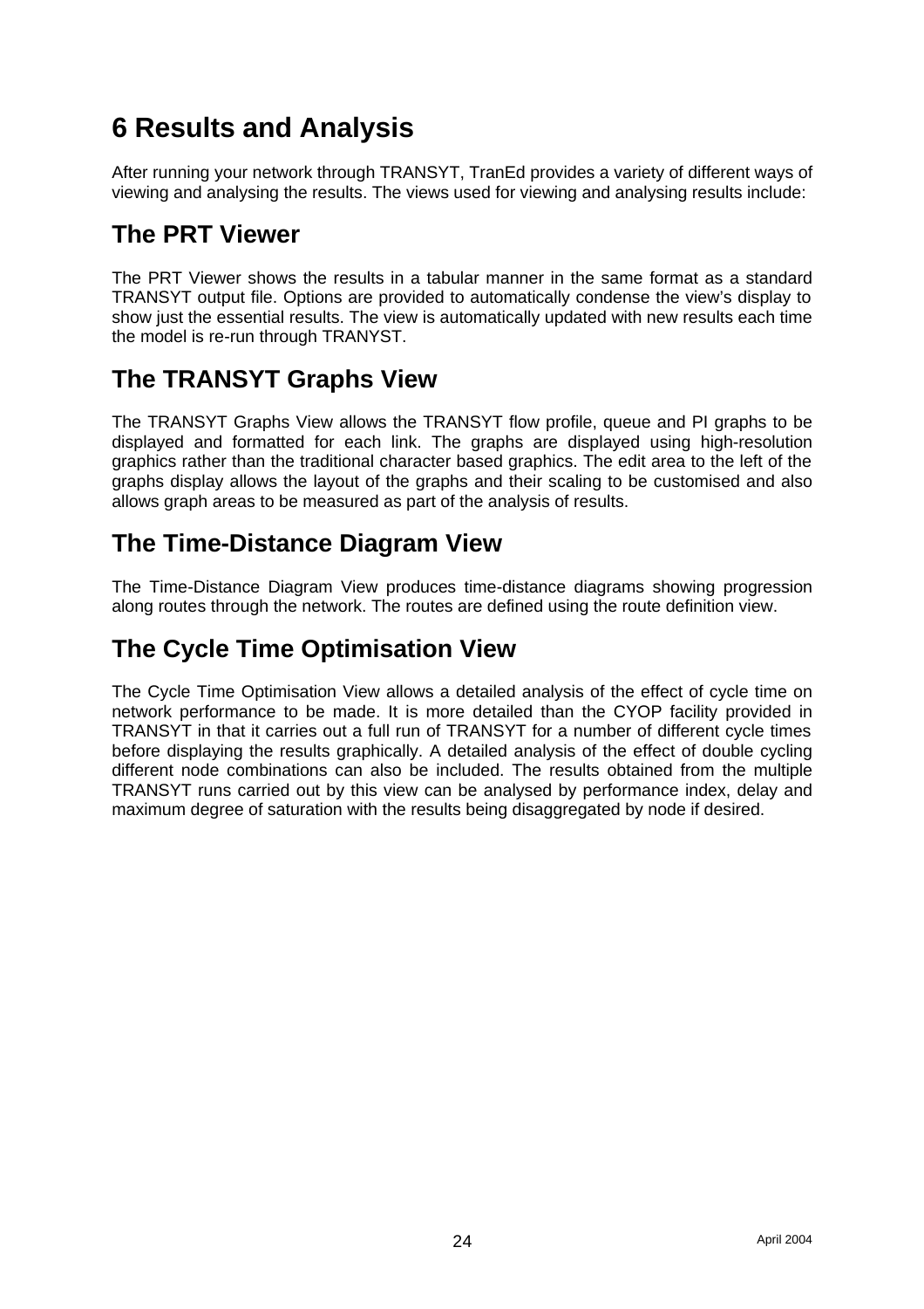# 6 Results and Analysis

After running your network through TRANSYT, TranEd provides a variety of different ways of viewing and analysing the results. The views used for viewing and analysing results include:

## The PRT Viewer

The PRT Viewer shows the results in a tabular manner in the same format as a standard TRANSYT output file. Options are provided to automatically condense the view's display to show just the essential results. The view is automatically updated with new results each time the model is re-run through TRANYST.

## The TRANSYT Graphs View

The TRANSYT Graphs View allows the TRANSYT flow profile, queue and PI graphs to be displayed and formatted for each link. The graphs are displayed using high-resolution graphics rather than the traditional character based graphics. The edit area to the left of the graphs display allows the layout of the graphs and their scaling to be customised and also allows graph areas to be measured as part of the analysis of results.

## The Time-Distance Diagram View

The Time-Distance Diagram View produces time-distance diagrams showing progression along routes through the network. The routes are defined using the route definition view.

## The Cycle Time Optimisation View

The Cycle Time Optimisation View allows a detailed analysis of the effect of cycle time on network performance to be made. It is more detailed than the CYOP facility provided in TRANSYT in that it carries out a full run of TRANSYT for a number of different cycle times before displaying the results graphically. A detailed analysis of the effect of double cycling different node combinations can also be included. The results obtained from the multiple TRANSYT runs carried out by this view can be analysed by performance index, delay and maximum degree of saturation with the results being disaggregated by node if desired.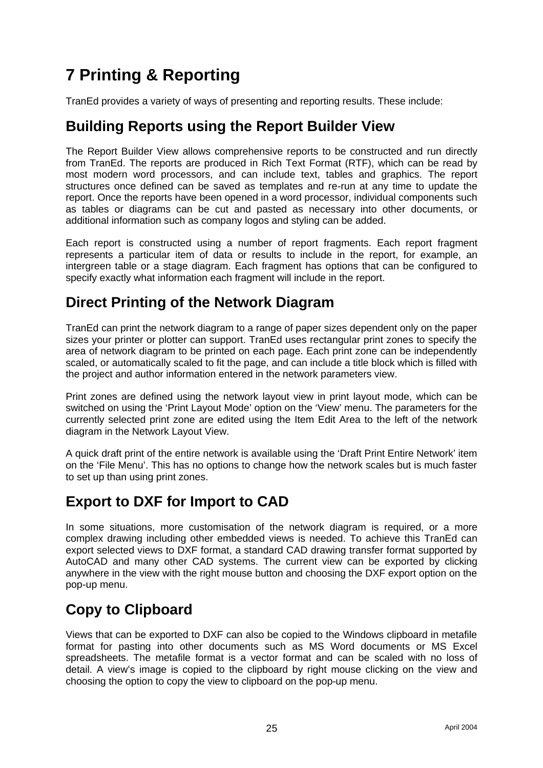# 7 Printing & Reporting

TranEd provides a variety of ways of presenting and reporting results. These include:

## Building Reports using the Report Builder View

The Report Builder View allows comprehensive reports to be constructed and run directly from TranEd. The reports are produced in Rich Text Format (RTF), which can be read by most modern word processors, and can include text, tables and graphics. The report structures once defined can be saved as templates and re-run at any time to update the report. Once the reports have been opened in a word processor, individual components such as tables or diagrams can be cut and pasted as necessary into other documents, or additional information such as company logos and styling can be added.

Each report is constructed using a number of report fragments. Each report fragment represents a particular item of data or results to include in the report, for example, an intergreen table or a stage diagram. Each fragment has options that can be configured to specify exactly what information each fragment will include in the report.

## Direct Printing of the Network Diagram

TranEd can print the network diagram to a range of paper sizes dependent only on the paper sizes your printer or plotter can support. TranEd uses rectangular print zones to specify the area of network diagram to be printed on each page. Each print zone can be independently scaled, or automatically scaled to fit the page, and can include a title block which is filled with the project and author information entered in the network parameters view.

Print zones are defined using the network layout view in print layout mode, which can be switched on using the 'Print Layout Mode' option on the 'View' menu. The parameters for the currently selected print zone are edited using the Item Edit Area to the left of the network diagram in the Network Layout View.

A quick draft print of the entire network is available using the 'Draft Print Entire Network' item on the 'File Menu'. This has no options to change how the network scales but is much faster to set up than using print zones.

## Export to DXF for Import to CAD

In some situations, more customisation of the network diagram is required, or a more complex drawing including other embedded views is needed. To achieve this TranEd can export selected views to DXF format, a standard CAD drawing transfer format supported by AutoCAD and many other CAD systems. The current view can be exported by clicking anywhere in the view with the right mouse button and choosing the DXF export option on the pop-up menu.

## Copy to Clipboard

Views that can be exported to DXF can also be copied to the Windows clipboard in metafile format for pasting into other documents such as MS Word documents or MS Excel spreadsheets. The metafile format is a vector format and can be scaled with no loss of detail. A view's image is copied to the clipboard by right mouse clicking on the view and choosing the option to copy the view to clipboard on the pop-up menu.